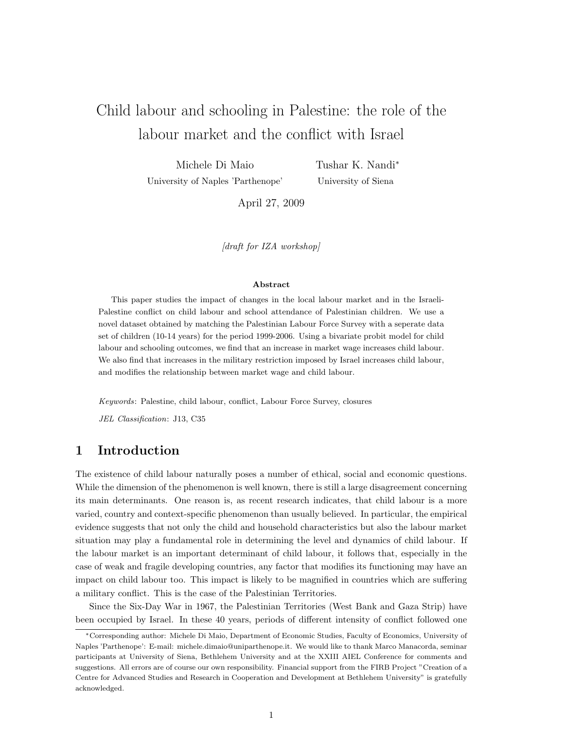# Child labour and schooling in Palestine: the role of the labour market and the conflict with Israel

Michele Di Maio
University of Naples 'Parthenope'

Tushar K. Nandi*
University of Siena

April 27, 2009

*[draft for IZA workshop]*

**Abstract**

This paper studies the impact of changes in the local labour market and in the Israeli-Palestine conflict on child labour and school attendance of Palestinian children. We use a novel dataset obtained by matching the Palestinian Labour Force Survey with a seperate data set of children (10-14 years) for the period 1999-2006. Using a bivariate probit model for child labour and schooling outcomes, we find that an increase in market wage increases child labour. We also find that increases in the military restriction imposed by Israel increases child labour, and modifies the relationship between market wage and child labour.

*Keywords*: Palestine, child labour, conflict, Labour Force Survey, closures

*JEL Classification*: J13, C35

## 1 Introduction

The existence of child labour naturally poses a number of ethical, social and economic questions. While the dimension of the phenomenon is well known, there is still a large disagreement concerning its main determinants. One reason is, as recent research indicates, that child labour is a more varied, country and context-specific phenomenon than usually believed. In particular, the empirical evidence suggests that not only the child and household characteristics but also the labour market situation may play a fundamental role in determining the level and dynamics of child labour. If the labour market is an important determinant of child labour, it follows that, especially in the case of weak and fragile developing countries, any factor that modifies its functioning may have an impact on child labour too. This impact is likely to be magnified in countries which are suffering a military conflict. This is the case of the Palestinian Territories.

Since the Six-Day War in 1967, the Palestinian Territories (West Bank and Gaza Strip) have been occupied by Israel. In these 40 years, periods of different intensity of conflict followed one

*Corresponding author: Michele Di Maio, Department of Economic Studies, Faculty of Economics, University of Naples 'Parthenope': E-mail: michele.dimaio@uniparthenope.it. We would like to thank Marco Manacorda, seminar participants at University of Siena, Bethlehem University and at the XXIII AIEL Conference for comments and suggestions. All errors are of course our own responsibility. Financial support from the FIRB Project "Creation of a Centre for Advanced Studies and Research in Cooperation and Development at Bethlehem University" is gratefully acknowledged.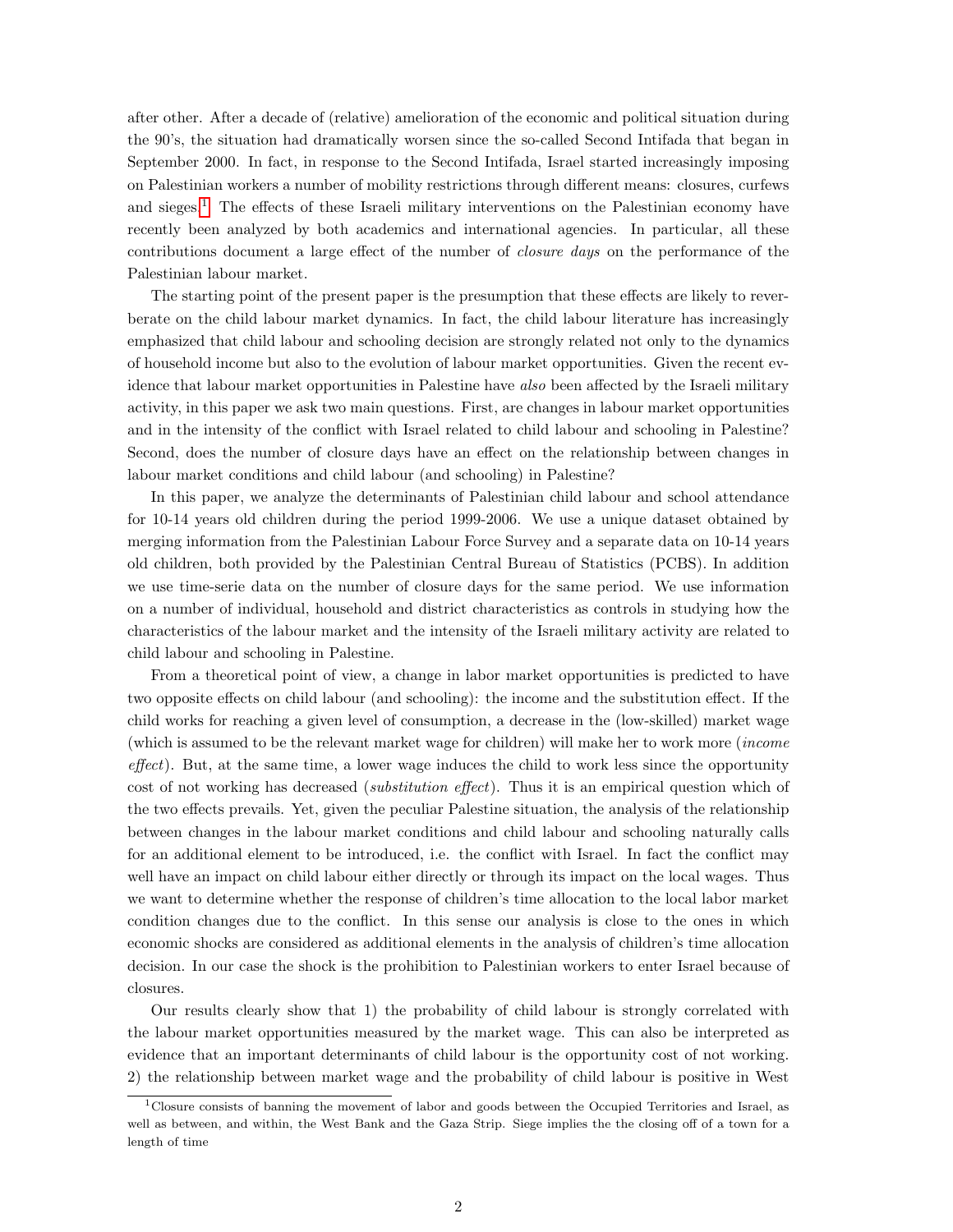after other. After a decade of (relative) amelioration of the economic and political situation during the 90's, the situation had dramatically worsen since the so-called Second Intifada that began in September 2000. In fact, in response to the Second Intifada, Israel started increasingly imposing on Palestinian workers a number of mobility restrictions through different means: closures, curfews and sieges.[1] The effects of these Israeli military interventions on the Palestinian economy have recently been analyzed by both academics and international agencies. In particular, all these contributions document a large effect of the number of *closure days* on the performance of the Palestinian labour market.

The starting point of the present paper is the presumption that these effects are likely to reverberate on the child labour market dynamics. In fact, the child labour literature has increasingly emphasized that child labour and schooling decision are strongly related not only to the dynamics of household income but also to the evolution of labour market opportunities. Given the recent evidence that labour market opportunities in Palestine have *also* been affected by the Israeli military activity, in this paper we ask two main questions. First, are changes in labour market opportunities and in the intensity of the conflict with Israel related to child labour and schooling in Palestine? Second, does the number of closure days have an effect on the relationship between changes in labour market conditions and child labour (and schooling) in Palestine?

In this paper, we analyze the determinants of Palestinian child labour and school attendance for 10-14 years old children during the period 1999-2006. We use a unique dataset obtained by merging information from the Palestinian Labour Force Survey and a separate data on 10-14 years old children, both provided by the Palestinian Central Bureau of Statistics (PCBS). In addition we use time-serie data on the number of closure days for the same period. We use information on a number of individual, household and district characteristics as controls in studying how the characteristics of the labour market and the intensity of the Israeli military activity are related to child labour and schooling in Palestine.

From a theoretical point of view, a change in labor market opportunities is predicted to have two opposite effects on child labour (and schooling): the income and the substitution effect. If the child works for reaching a given level of consumption, a decrease in the (low-skilled) market wage (which is assumed to be the relevant market wage for children) will make her to work more (*income effect*). But, at the same time, a lower wage induces the child to work less since the opportunity cost of not working has decreased (*substitution effect*). Thus it is an empirical question which of the two effects prevails. Yet, given the peculiar Palestine situation, the analysis of the relationship between changes in the labour market conditions and child labour and schooling naturally calls for an additional element to be introduced, i.e. the conflict with Israel. In fact the conflict may well have an impact on child labour either directly or through its impact on the local wages. Thus we want to determine whether the response of children's time allocation to the local labor market condition changes due to the conflict. In this sense our analysis is close to the ones in which economic shocks are considered as additional elements in the analysis of children's time allocation decision. In our case the shock is the prohibition to Palestinian workers to enter Israel because of closures.

Our results clearly show that 1) the probability of child labour is strongly correlated with the labour market opportunities measured by the market wage. This can also be interpreted as evidence that an important determinants of child labour is the opportunity cost of not working. 2) the relationship between market wage and the probability of child labour is positive in West

[1] Closure consists of banning the movement of labor and goods between the Occupied Territories and Israel, as well as between, and within, the West Bank and the Gaza Strip. Siege implies the the closing off of a town for a length of time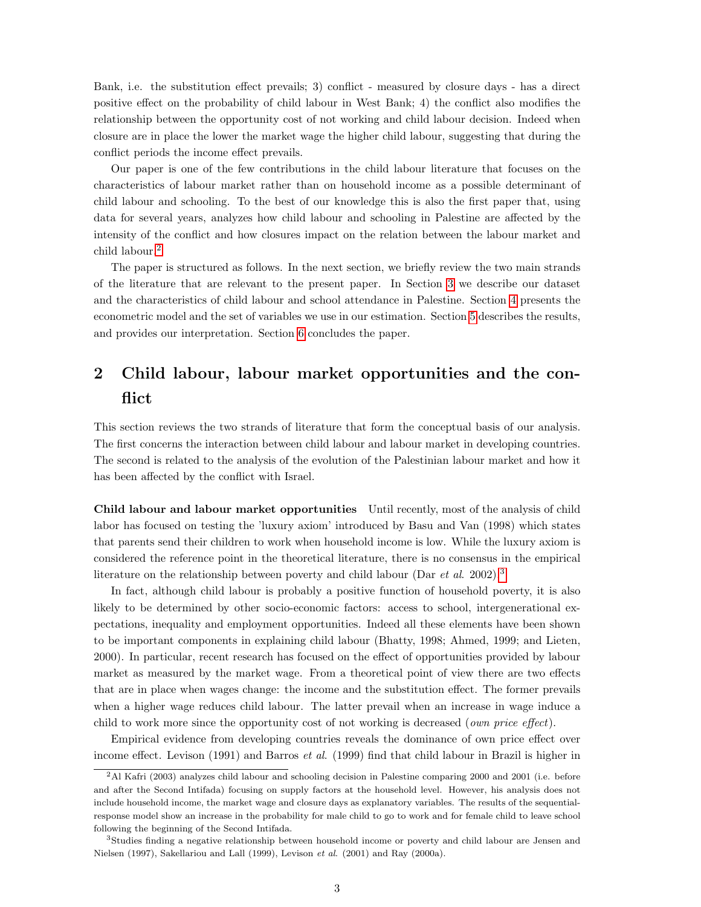Bank, i.e. the substitution effect prevails; 3) conflict - measured by closure days - has a direct positive effect on the probability of child labour in West Bank; 4) the conflict also modifies the relationship between the opportunity cost of not working and child labour decision. Indeed when closure are in place the lower the market wage the higher child labour, suggesting that during the conflict periods the income effect prevails.

Our paper is one of the few contributions in the child labour literature that focuses on the characteristics of labour market rather than on household income as a possible determinant of child labour and schooling. To the best of our knowledge this is also the first paper that, using data for several years, analyzes how child labour and schooling in Palestine are affected by the intensity of the conflict and how closures impact on the relation between the labour market and child labour.[2]

The paper is structured as follows. In the next section, we briefly review the two main strands of the literature that are relevant to the present paper. In Section 3 we describe our dataset and the characteristics of child labour and school attendance in Palestine. Section 4 presents the econometric model and the set of variables we use in our estimation. Section 5 describes the results, and provides our interpretation. Section 6 concludes the paper.

## 2 Child labour, labour market opportunities and the conflict

This section reviews the two strands of literature that form the conceptual basis of our analysis. The first concerns the interaction between child labour and labour market in developing countries. The second is related to the analysis of the evolution of the Palestinian labour market and how it has been affected by the conflict with Israel.

**Child labour and labour market opportunities** Until recently, most of the analysis of child labor has focused on testing the 'luxury axiom' introduced by Basu and Van (1998) which states that parents send their children to work when household income is low. While the luxury axiom is considered the reference point in the theoretical literature, there is no consensus in the empirical literature on the relationship between poverty and child labour (Dar *et al*. 2002).[3]

In fact, although child labour is probably a positive function of household poverty, it is also likely to be determined by other socio-economic factors: access to school, intergenerational expectations, inequality and employment opportunities. Indeed all these elements have been shown to be important components in explaining child labour (Bhatty, 1998; Ahmed, 1999; and Lieten, 2000). In particular, recent research has focused on the effect of opportunities provided by labour market as measured by the market wage. From a theoretical point of view there are two effects that are in place when wages change: the income and the substitution effect. The former prevails when a higher wage reduces child labour. The latter prevail when an increase in wage induce a child to work more since the opportunity cost of not working is decreased (*own price effect*).

Empirical evidence from developing countries reveals the dominance of own price effect over income effect. Levison (1991) and Barros *et al*. (1999) find that child labour in Brazil is higher in

[2] Al Kafri (2003) analyzes child labour and schooling decision in Palestine comparing 2000 and 2001 (i.e. before and after the Second Intifada) focusing on supply factors at the household level. However, his analysis does not include household income, the market wage and closure days as explanatory variables. The results of the sequential-response model show an increase in the probability for male child to go to work and for female child to leave school following the beginning of the Second Intifada.

[3] Studies finding a negative relationship between household income or poverty and child labour are Jensen and Nielsen (1997), Sakellariou and Lall (1999), Levison *et al*. (2001) and Ray (2000a).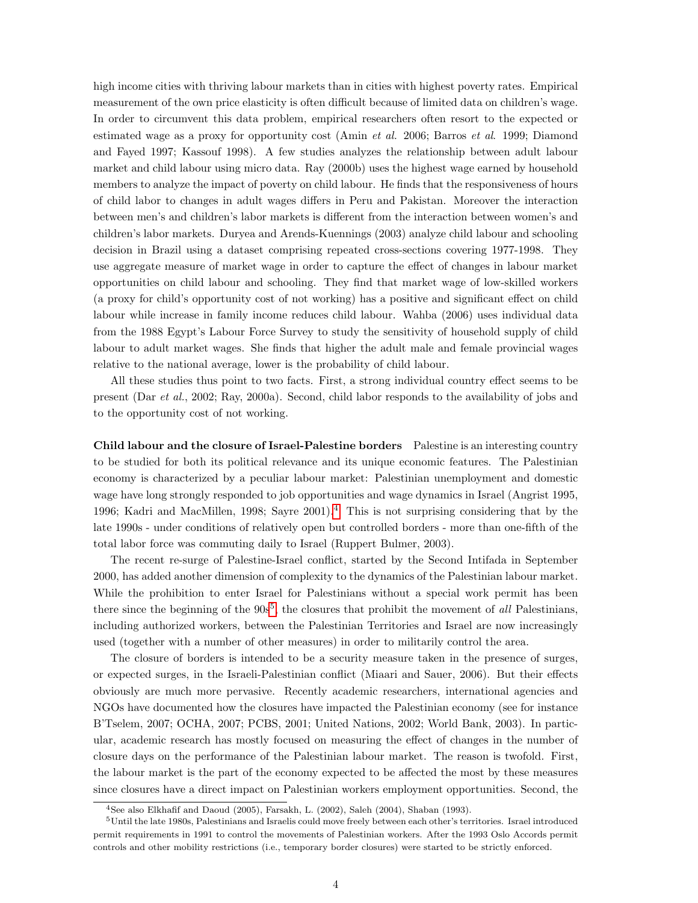high income cities with thriving labour markets than in cities with highest poverty rates. Empirical measurement of the own price elasticity is often difficult because of limited data on children's wage. In order to circumvent this data problem, empirical researchers often resort to the expected or estimated wage as a proxy for opportunity cost (Amin *et al.* 2006; Barros *et al*. 1999; Diamond and Fayed 1997; Kassouf 1998). A few studies analyzes the relationship between adult labour market and child labour using micro data. Ray (2000b) uses the highest wage earned by household members to analyze the impact of poverty on child labour. He finds that the responsiveness of hours of child labor to changes in adult wages differs in Peru and Pakistan. Moreover the interaction between men's and children's labor markets is different from the interaction between women's and children's labor markets. Duryea and Arends-Kuennings (2003) analyze child labour and schooling decision in Brazil using a dataset comprising repeated cross-sections covering 1977-1998. They use aggregate measure of market wage in order to capture the effect of changes in labour market opportunities on child labour and schooling. They find that market wage of low-skilled workers (a proxy for child's opportunity cost of not working) has a positive and significant effect on child labour while increase in family income reduces child labour. Wahba (2006) uses individual data from the 1988 Egypt's Labour Force Survey to study the sensitivity of household supply of child labour to adult market wages. She finds that higher the adult male and female provincial wages relative to the national average, lower is the probability of child labour.

All these studies thus point to two facts. First, a strong individual country effect seems to be present (Dar *et al.*, 2002; Ray, 2000a). Second, child labor responds to the availability of jobs and to the opportunity cost of not working.

**Child labour and the closure of Israel-Palestine borders** Palestine is an interesting country to be studied for both its political relevance and its unique economic features. The Palestinian economy is characterized by a peculiar labour market: Palestinian unemployment and domestic wage have long strongly responded to job opportunities and wage dynamics in Israel (Angrist 1995, 1996; Kadri and MacMillen, 1998; Sayre 2001).[4] This is not surprising considering that by the late 1990s - under conditions of relatively open but controlled borders - more than one-fifth of the total labor force was commuting daily to Israel (Ruppert Bulmer, 2003).

The recent re-surge of Palestine-Israel conflict, started by the Second Intifada in September 2000, has added another dimension of complexity to the dynamics of the Palestinian labour market. While the prohibition to enter Israel for Palestinians without a special work permit has been there since the beginning of the 90s[5], the closures that prohibit the movement of *all* Palestinians, including authorized workers, between the Palestinian Territories and Israel are now increasingly used (together with a number of other measures) in order to militarily control the area.

The closure of borders is intended to be a security measure taken in the presence of surges, or expected surges, in the Israeli-Palestinian conflict (Miaari and Sauer, 2006). But their effects obviously are much more pervasive. Recently academic researchers, international agencies and NGOs have documented how the closures have impacted the Palestinian economy (see for instance B'Tselem, 2007; OCHA, 2007; PCBS, 2001; United Nations, 2002; World Bank, 2003). In particular, academic research has mostly focused on measuring the effect of changes in the number of closure days on the performance of the Palestinian labour market. The reason is twofold. First, the labour market is the part of the economy expected to be affected the most by these measures since closures have a direct impact on Palestinian workers employment opportunities. Second, the

[4] See also Elkhafif and Daoud (2005), Farsakh, L. (2002), Saleh (2004), Shaban (1993).

[5] Until the late 1980s, Palestinians and Israelis could move freely between each other's territories. Israel introduced permit requirements in 1991 to control the movements of Palestinian workers. After the 1993 Oslo Accords permit controls and other mobility restrictions (i.e., temporary border closures) were started to be strictly enforced.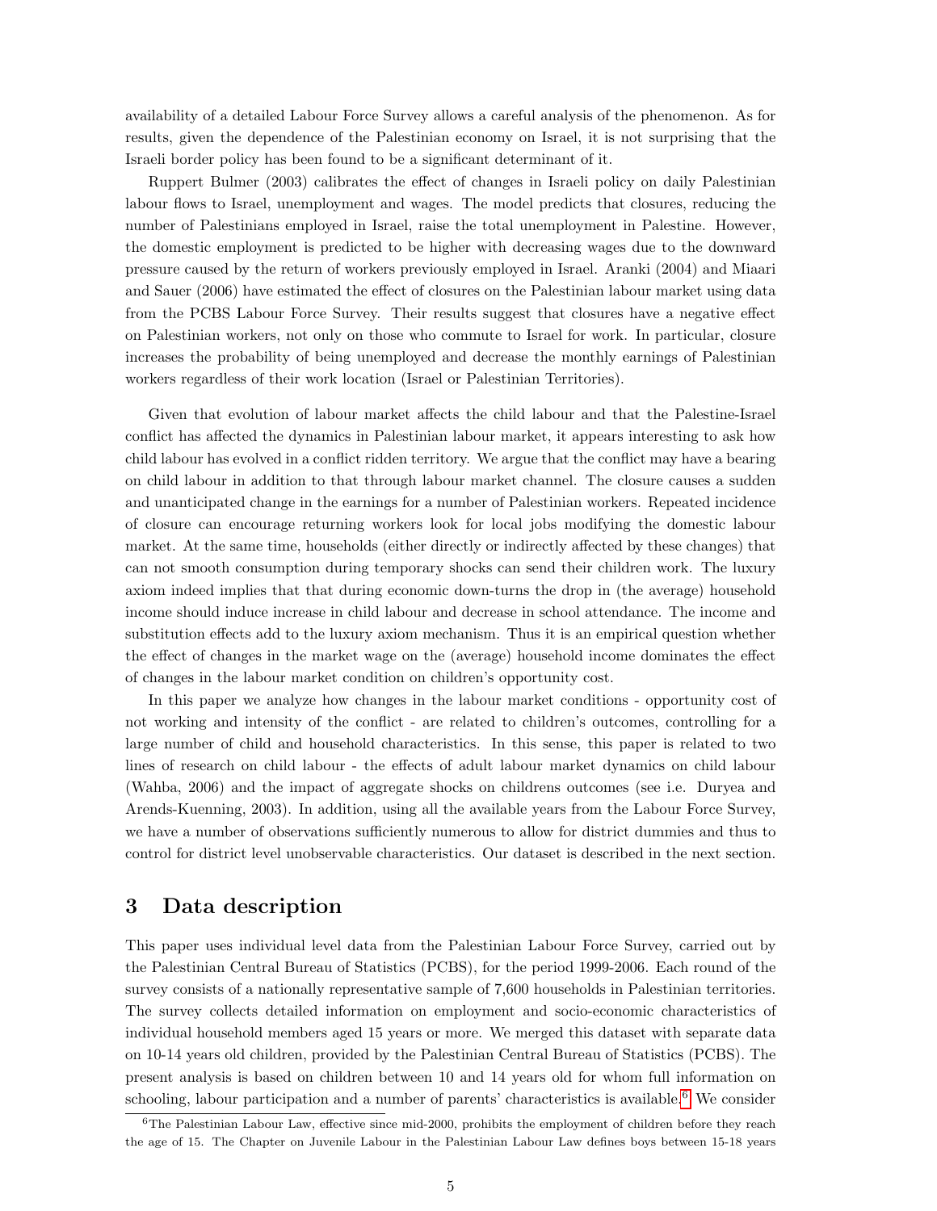availability of a detailed Labour Force Survey allows a careful analysis of the phenomenon. As for results, given the dependence of the Palestinian economy on Israel, it is not surprising that the Israeli border policy has been found to be a significant determinant of it.

Ruppert Bulmer (2003) calibrates the effect of changes in Israeli policy on daily Palestinian labour flows to Israel, unemployment and wages. The model predicts that closures, reducing the number of Palestinians employed in Israel, raise the total unemployment in Palestine. However, the domestic employment is predicted to be higher with decreasing wages due to the downward pressure caused by the return of workers previously employed in Israel. Aranki (2004) and Miaari and Sauer (2006) have estimated the effect of closures on the Palestinian labour market using data from the PCBS Labour Force Survey. Their results suggest that closures have a negative effect on Palestinian workers, not only on those who commute to Israel for work. In particular, closure increases the probability of being unemployed and decrease the monthly earnings of Palestinian workers regardless of their work location (Israel or Palestinian Territories).

Given that evolution of labour market affects the child labour and that the Palestine-Israel conflict has affected the dynamics in Palestinian labour market, it appears interesting to ask how child labour has evolved in a conflict ridden territory. We argue that the conflict may have a bearing on child labour in addition to that through labour market channel. The closure causes a sudden and unanticipated change in the earnings for a number of Palestinian workers. Repeated incidence of closure can encourage returning workers look for local jobs modifying the domestic labour market. At the same time, households (either directly or indirectly affected by these changes) that can not smooth consumption during temporary shocks can send their children work. The luxury axiom indeed implies that that during economic down-turns the drop in (the average) household income should induce increase in child labour and decrease in school attendance. The income and substitution effects add to the luxury axiom mechanism. Thus it is an empirical question whether the effect of changes in the market wage on the (average) household income dominates the effect of changes in the labour market condition on children's opportunity cost.

In this paper we analyze how changes in the labour market conditions - opportunity cost of not working and intensity of the conflict - are related to children's outcomes, controlling for a large number of child and household characteristics. In this sense, this paper is related to two lines of research on child labour - the effects of adult labour market dynamics on child labour (Wahba, 2006) and the impact of aggregate shocks on childrens outcomes (see i.e. Duryea and Arends-Kuenning, 2003). In addition, using all the available years from the Labour Force Survey, we have a number of observations sufficiently numerous to allow for district dummies and thus to control for district level unobservable characteristics. Our dataset is described in the next section.

# 3 Data description

This paper uses individual level data from the Palestinian Labour Force Survey, carried out by the Palestinian Central Bureau of Statistics (PCBS), for the period 1999-2006. Each round of the survey consists of a nationally representative sample of 7,600 households in Palestinian territories. The survey collects detailed information on employment and socio-economic characteristics of individual household members aged 15 years or more. We merged this dataset with separate data on 10-14 years old children, provided by the Palestinian Central Bureau of Statistics (PCBS). The present analysis is based on children between 10 and 14 years old for whom full information on schooling, labour participation and a number of parents' characteristics is available.[6] We consider

[6] The Palestinian Labour Law, effective since mid-2000, prohibits the employment of children before they reach the age of 15. The Chapter on Juvenile Labour in the Palestinian Labour Law defines boys between 15-18 years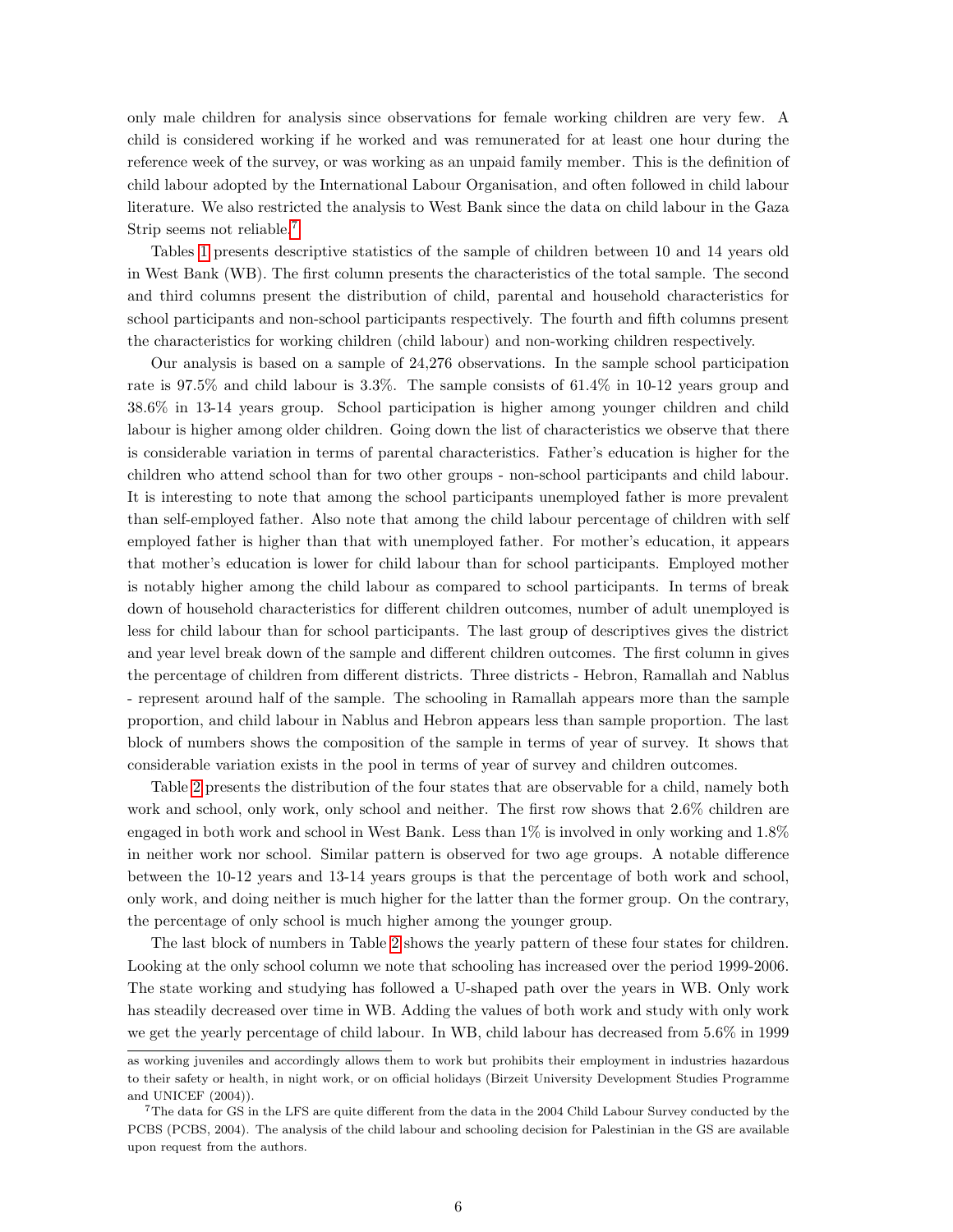only male children for analysis since observations for female working children are very few. A child is considered working if he worked and was remunerated for at least one hour during the reference week of the survey, or was working as an unpaid family member. This is the definition of child labour adopted by the International Labour Organisation, and often followed in child labour literature. We also restricted the analysis to West Bank since the data on child labour in the Gaza Strip seems not reliable.[7]

Tables 1 presents descriptive statistics of the sample of children between 10 and 14 years old in West Bank (WB). The first column presents the characteristics of the total sample. The second and third columns present the distribution of child, parental and household characteristics for school participants and non-school participants respectively. The fourth and fifth columns present the characteristics for working children (child labour) and non-working children respectively.

Our analysis is based on a sample of 24,276 observations. In the sample school participation rate is 97.5% and child labour is 3.3%. The sample consists of 61.4% in 10-12 years group and 38.6% in 13-14 years group. School participation is higher among younger children and child labour is higher among older children. Going down the list of characteristics we observe that there is considerable variation in terms of parental characteristics. Father's education is higher for the children who attend school than for two other groups - non-school participants and child labour. It is interesting to note that among the school participants unemployed father is more prevalent than self-employed father. Also note that among the child labour percentage of children with self employed father is higher than that with unemployed father. For mother's education, it appears that mother's education is lower for child labour than for school participants. Employed mother is notably higher among the child labour as compared to school participants. In terms of break down of household characteristics for different children outcomes, number of adult unemployed is less for child labour than for school participants. The last group of descriptives gives the district and year level break down of the sample and different children outcomes. The first column in gives the percentage of children from different districts. Three districts - Hebron, Ramallah and Nablus - represent around half of the sample. The schooling in Ramallah appears more than the sample proportion, and child labour in Nablus and Hebron appears less than sample proportion. The last block of numbers shows the composition of the sample in terms of year of survey. It shows that considerable variation exists in the pool in terms of year of survey and children outcomes.

Table 2 presents the distribution of the four states that are observable for a child, namely both work and school, only work, only school and neither. The first row shows that 2.6% children are engaged in both work and school in West Bank. Less than 1% is involved in only working and 1.8% in neither work nor school. Similar pattern is observed for two age groups. A notable difference between the 10-12 years and 13-14 years groups is that the percentage of both work and school, only work, and doing neither is much higher for the latter than the former group. On the contrary, the percentage of only school is much higher among the younger group.

The last block of numbers in Table 2 shows the yearly pattern of these four states for children. Looking at the only school column we note that schooling has increased over the period 1999-2006. The state working and studying has followed a U-shaped path over the years in WB. Only work has steadily decreased over time in WB. Adding the values of both work and study with only work we get the yearly percentage of child labour. In WB, child labour has decreased from 5.6% in 1999

---

as working juveniles and accordingly allows them to work but prohibits their employment in industries hazardous to their safety or health, in night work, or on official holidays (Birzeit University Development Studies Programme and UNICEF (2004)).

[7]The data for GS in the LFS are quite different from the data in the 2004 Child Labour Survey conducted by the PCBS (PCBS, 2004). The analysis of the child labour and schooling decision for Palestinian in the GS are available upon request from the authors.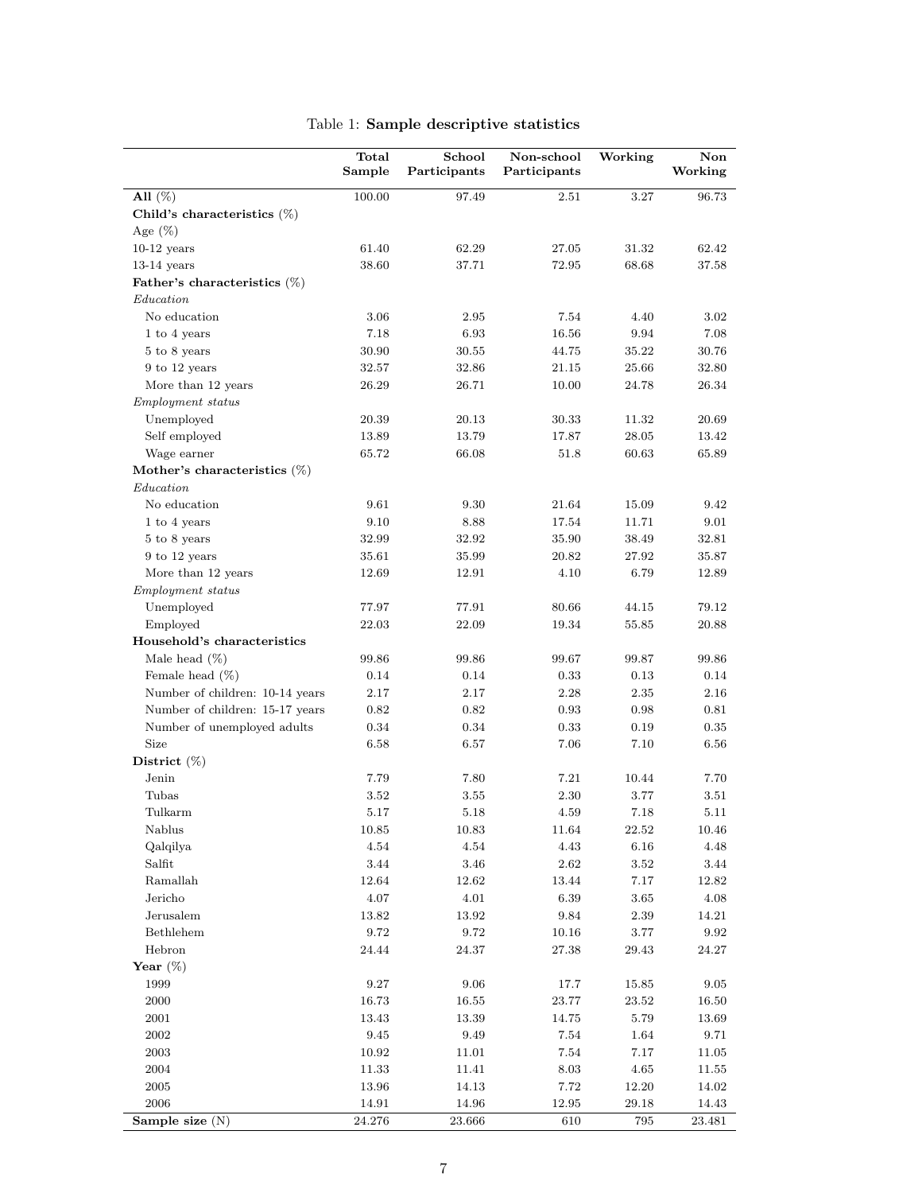Table 1: **Sample descriptive statistics**

| | **Total Sample** | **School Participants** | **Non-school Participants** | **Working** | **Non Working** |
|---|---|---|---|---|---|
| **All** (%) | 100.00 | 97.49 | 2.51 | 3.27 | 96.73 |
| **Child's characteristics** (%) | | | | | |
| Age (%) | | | | | |
| 10-12 years | 61.40 | 62.29 | 27.05 | 31.32 | 62.42 |
| 13-14 years | 38.60 | 37.71 | 72.95 | 68.68 | 37.58 |
| **Father's characteristics** (%) | | | | | |
| *Education* | | | | | |
| No education | 3.06 | 2.95 | 7.54 | 4.40 | 3.02 |
| 1 to 4 years | 7.18 | 6.93 | 16.56 | 9.94 | 7.08 |
| 5 to 8 years | 30.90 | 30.55 | 44.75 | 35.22 | 30.76 |
| 9 to 12 years | 32.57 | 32.86 | 21.15 | 25.66 | 32.80 |
| More than 12 years | 26.29 | 26.71 | 10.00 | 24.78 | 26.34 |
| *Employment status* | | | | | |
| Unemployed | 20.39 | 20.13 | 30.33 | 11.32 | 20.69 |
| Self employed | 13.89 | 13.79 | 17.87 | 28.05 | 13.42 |
| Wage earner | 65.72 | 66.08 | 51.8 | 60.63 | 65.89 |
| **Mother's characteristics** (%) | | | | | |
| *Education* | | | | | |
| No education | 9.61 | 9.30 | 21.64 | 15.09 | 9.42 |
| 1 to 4 years | 9.10 | 8.88 | 17.54 | 11.71 | 9.01 |
| 5 to 8 years | 32.99 | 32.92 | 35.90 | 38.49 | 32.81 |
| 9 to 12 years | 35.61 | 35.99 | 20.82 | 27.92 | 35.87 |
| More than 12 years | 12.69 | 12.91 | 4.10 | 6.79 | 12.89 |
| *Employment status* | | | | | |
| Unemployed | 77.97 | 77.91 | 80.66 | 44.15 | 79.12 |
| Employed | 22.03 | 22.09 | 19.34 | 55.85 | 20.88 |
| **Household's characteristics** | | | | | |
| Male head (%) | 99.86 | 99.86 | 99.67 | 99.87 | 99.86 |
| Female head (%) | 0.14 | 0.14 | 0.33 | 0.13 | 0.14 |
| Number of children: 10-14 years | 2.17 | 2.17 | 2.28 | 2.35 | 2.16 |
| Number of children: 15-17 years | 0.82 | 0.82 | 0.93 | 0.98 | 0.81 |
| Number of unemployed adults | 0.34 | 0.34 | 0.33 | 0.19 | 0.35 |
| Size | 6.58 | 6.57 | 7.06 | 7.10 | 6.56 |
| **District** (%) | | | | | |
| Jenin | 7.79 | 7.80 | 7.21 | 10.44 | 7.70 |
| Tubas | 3.52 | 3.55 | 2.30 | 3.77 | 3.51 |
| Tulkarm | 5.17 | 5.18 | 4.59 | 7.18 | 5.11 |
| Nablus | 10.85 | 10.83 | 11.64 | 22.52 | 10.46 |
| Qalqilya | 4.54 | 4.54 | 4.43 | 6.16 | 4.48 |
| Salfit | 3.44 | 3.46 | 2.62 | 3.52 | 3.44 |
| Ramallah | 12.64 | 12.62 | 13.44 | 7.17 | 12.82 |
| Jericho | 4.07 | 4.01 | 6.39 | 3.65 | 4.08 |
| Jerusalem | 13.82 | 13.92 | 9.84 | 2.39 | 14.21 |
| Bethlehem | 9.72 | 9.72 | 10.16 | 3.77 | 9.92 |
| Hebron | 24.44 | 24.37 | 27.38 | 29.43 | 24.27 |
| **Year** (%) | | | | | |
| 1999 | 9.27 | 9.06 | 17.7 | 15.85 | 9.05 |
| 2000 | 16.73 | 16.55 | 23.77 | 23.52 | 16.50 |
| 2001 | 13.43 | 13.39 | 14.75 | 5.79 | 13.69 |
| 2002 | 9.45 | 9.49 | 7.54 | 1.64 | 9.71 |
| 2003 | 10.92 | 11.01 | 7.54 | 7.17 | 11.05 |
| 2004 | 11.33 | 11.41 | 8.03 | 4.65 | 11.55 |
| 2005 | 13.96 | 14.13 | 7.72 | 12.20 | 14.02 |
| 2006 | 14.91 | 14.96 | 12.95 | 29.18 | 14.43 |
| **Sample size** (N) | 24.276 | 23.666 | 610 | 795 | 23.481 |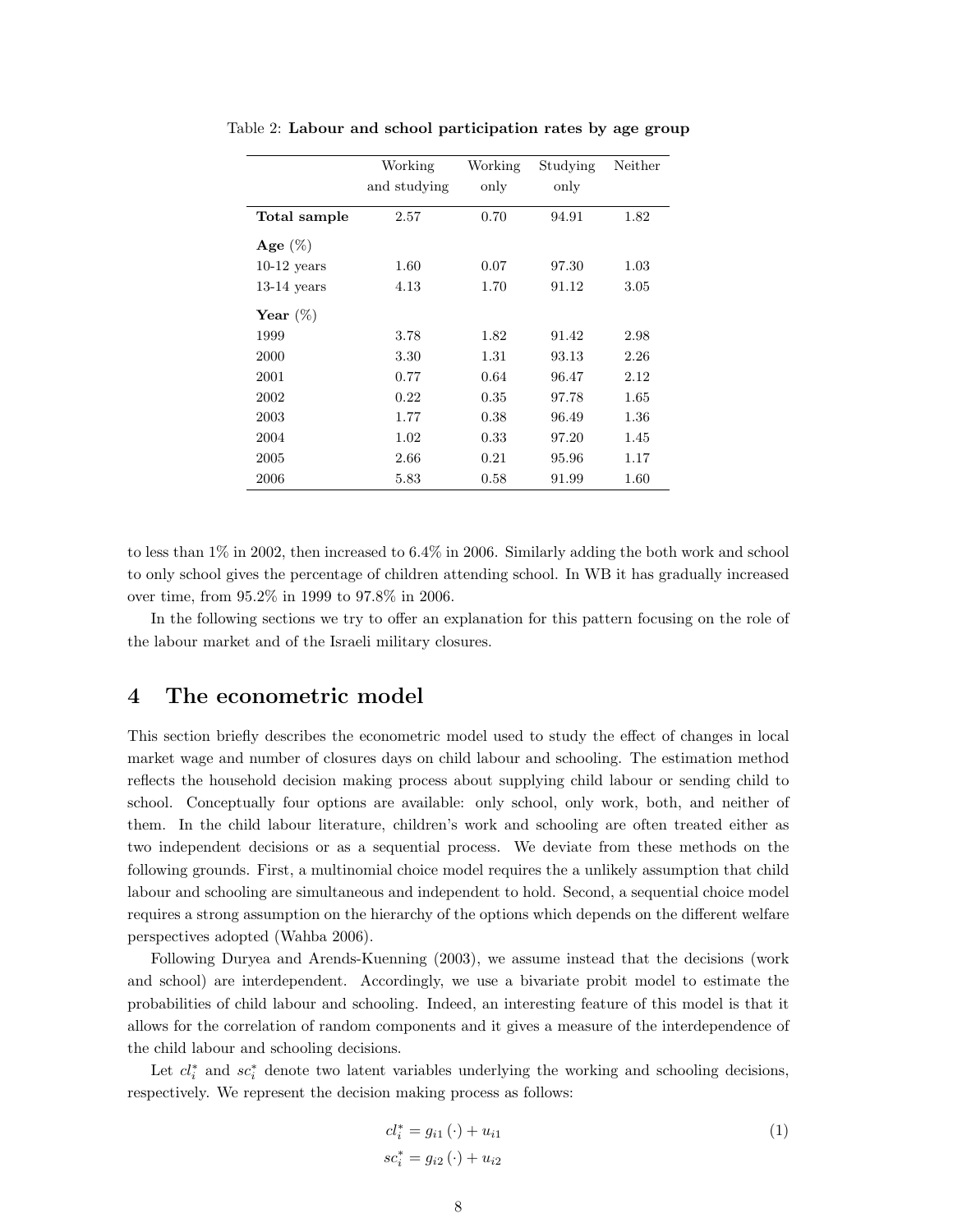Table 2: **Labour and school participation rates by age group**

| | Working and studying | Working only | Studying only | Neither |
|---|---|---|---|---|
| **Total sample** | 2.57 | 0.70 | 94.91 | 1.82 |
| **Age** (%) | | | | |
| 10-12 years | 1.60 | 0.07 | 97.30 | 1.03 |
| 13-14 years | 4.13 | 1.70 | 91.12 | 3.05 |
| **Year** (%) | | | | |
| 1999 | 3.78 | 1.82 | 91.42 | 2.98 |
| 2000 | 3.30 | 1.31 | 93.13 | 2.26 |
| 2001 | 0.77 | 0.64 | 96.47 | 2.12 |
| 2002 | 0.22 | 0.35 | 97.78 | 1.65 |
| 2003 | 1.77 | 0.38 | 96.49 | 1.36 |
| 2004 | 1.02 | 0.33 | 97.20 | 1.45 |
| 2005 | 2.66 | 0.21 | 95.96 | 1.17 |
| 2006 | 5.83 | 0.58 | 91.99 | 1.60 |

to less than 1% in 2002, then increased to 6.4% in 2006. Similarly adding the both work and school to only school gives the percentage of children attending school. In WB it has gradually increased over time, from 95.2% in 1999 to 97.8% in 2006.

In the following sections we try to offer an explanation for this pattern focusing on the role of the labour market and of the Israeli military closures.

## 4 The econometric model

This section briefly describes the econometric model used to study the effect of changes in local market wage and number of closures days on child labour and schooling. The estimation method reflects the household decision making process about supplying child labour or sending child to school. Conceptually four options are available: only school, only work, both, and neither of them. In the child labour literature, children's work and schooling are often treated either as two independent decisions or as a sequential process. We deviate from these methods on the following grounds. First, a multinomial choice model requires the a unlikely assumption that child labour and schooling are simultaneous and independent to hold. Second, a sequential choice model requires a strong assumption on the hierarchy of the options which depends on the different welfare perspectives adopted (Wahba 2006).

Following Duryea and Arends-Kuenning (2003), we assume instead that the decisions (work and school) are interdependent. Accordingly, we use a bivariate probit model to estimate the probabilities of child labour and schooling. Indeed, an interesting feature of this model is that it allows for the correlation of random components and it gives a measure of the interdependence of the child labour and schooling decisions.

Let $cl_i^*$ and $sc_i^*$ denote two latent variables underlying the working and schooling decisions, respectively. We represent the decision making process as follows:

$$
\begin{aligned}
cl_i^* &= g_{i1}(\cdot) + u_{i1} \\
sc_i^* &= g_{i2}(\cdot) + u_{i2}
\end{aligned}
\tag{1}
$$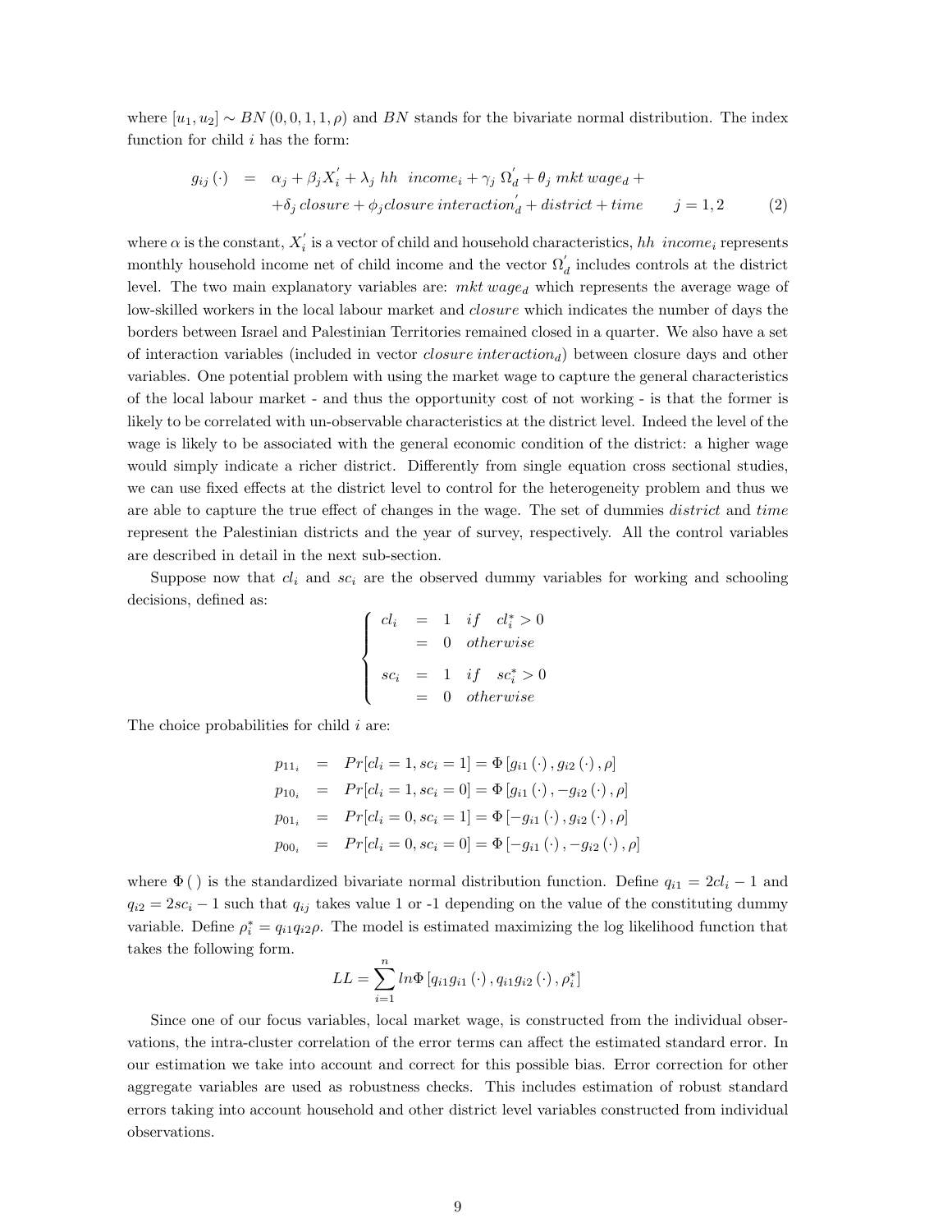where $[u_1, u_2] \sim BN(0, 0, 1, 1, \rho)$ and $BN$ stands for the bivariate normal distribution. The index function for child $i$ has the form:

$$
\begin{aligned}
g_{ij}(\cdot) \;&=\; \alpha_j + \beta_j X_i^{'} + \lambda_j \; hh \;\; income_i + \gamma_j \; \Omega_d^{'} + \theta_j \; mkt \; wage_d + \\
&\quad + \delta_j \; closure + \phi_j closure \; interaction_d^{'} + district + time \qquad j = 1, 2 \qquad (2)
\end{aligned}
$$

where $\alpha$ is the constant, $X_i^{'}$ is a vector of child and household characteristics, $hh \;\; income_i$ represents monthly household income net of child income and the vector $\Omega_d^{'}$ includes controls at the district level. The two main explanatory variables are: $mkt \; wage_d$ which represents the average wage of low-skilled workers in the local labour market and $closure$ which indicates the number of days the borders between Israel and Palestinian Territories remained closed in a quarter. We also have a set of interaction variables (included in vector $closure \; interaction_d$) between closure days and other variables. One potential problem with using the market wage to capture the general characteristics of the local labour market - and thus the opportunity cost of not working - is that the former is likely to be correlated with un-observable characteristics at the district level. Indeed the level of the wage is likely to be associated with the general economic condition of the district: a higher wage would simply indicate a richer district. Differently from single equation cross sectional studies, we can use fixed effects at the district level to control for the heterogeneity problem and thus we are able to capture the true effect of changes in the wage. The set of dummies $district$ and $time$ represent the Palestinian districts and the year of survey, respectively. All the control variables are described in detail in the next sub-section.

Suppose now that $cl_i$ and $sc_i$ are the observed dummy variables for working and schooling decisions, defined as:

$$
\begin{cases}
cl_i \;=\; 1 \;\; if \;\;\; cl_i^* > 0 \\
\quad\;\;\; =\; 0 \;\; otherwise \\
sc_i \;=\; 1 \;\; if \;\;\; sc_i^* > 0 \\
\quad\;\;\; =\; 0 \;\; otherwise
\end{cases}
$$

The choice probabilities for child $i$ are:

$$
\begin{aligned}
p_{11_i} &= Pr[cl_i = 1, sc_i = 1] = \Phi\left[g_{i1}(\cdot), g_{i2}(\cdot), \rho\right] \\
p_{10_i} &= Pr[cl_i = 1, sc_i = 0] = \Phi\left[g_{i1}(\cdot), -g_{i2}(\cdot), \rho\right] \\
p_{01_i} &= Pr[cl_i = 0, sc_i = 1] = \Phi\left[-g_{i1}(\cdot), g_{i2}(\cdot), \rho\right] \\
p_{00_i} &= Pr[cl_i = 0, sc_i = 0] = \Phi\left[-g_{i1}(\cdot), -g_{i2}(\cdot), \rho\right]
\end{aligned}
$$

where $\Phi(\,)$ is the standardized bivariate normal distribution function. Define $q_{i1} = 2cl_i - 1$ and $q_{i2} = 2sc_i - 1$ such that $q_{ij}$ takes value 1 or -1 depending on the value of the constituting dummy variable. Define $\rho_i^* = q_{i1} q_{i2} \rho$. The model is estimated maximizing the log likelihood function that takes the following form.

$$
LL = \sum_{i=1}^{n} ln\Phi\left[q_{i1} g_{i1}(\cdot), q_{i1} g_{i2}(\cdot), \rho_i^*\right]
$$

Since one of our focus variables, local market wage, is constructed from the individual observations, the intra-cluster correlation of the error terms can affect the estimated standard error. In our estimation we take into account and correct for this possible bias. Error correction for other aggregate variables are used as robustness checks. This includes estimation of robust standard errors taking into account household and other district level variables constructed from individual observations.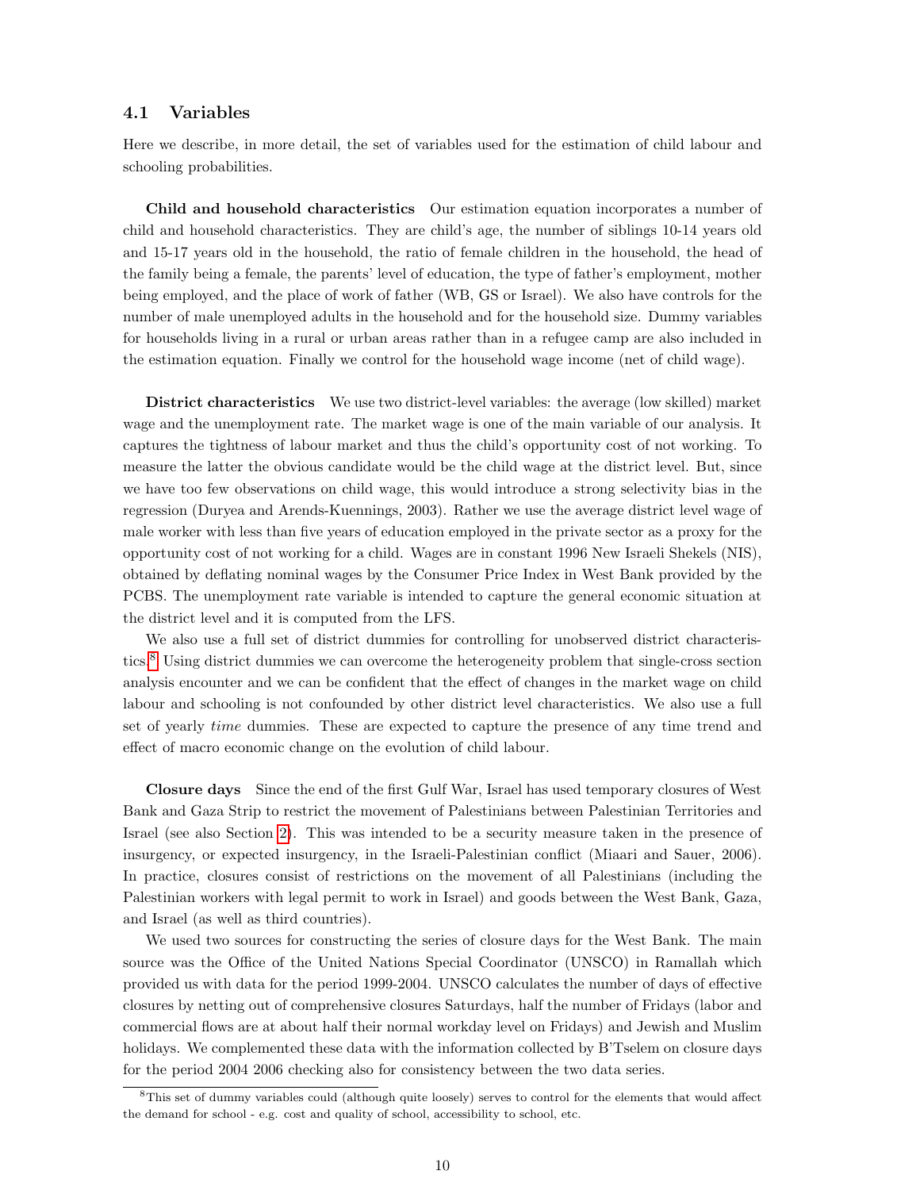### 4.1 Variables

Here we describe, in more detail, the set of variables used for the estimation of child labour and schooling probabilities.

**Child and household characteristics** Our estimation equation incorporates a number of child and household characteristics. They are child's age, the number of siblings 10-14 years old and 15-17 years old in the household, the ratio of female children in the household, the head of the family being a female, the parents' level of education, the type of father's employment, mother being employed, and the place of work of father (WB, GS or Israel). We also have controls for the number of male unemployed adults in the household and for the household size. Dummy variables for households living in a rural or urban areas rather than in a refugee camp are also included in the estimation equation. Finally we control for the household wage income (net of child wage).

**District characteristics** We use two district-level variables: the average (low skilled) market wage and the unemployment rate. The market wage is one of the main variable of our analysis. It captures the tightness of labour market and thus the child's opportunity cost of not working. To measure the latter the obvious candidate would be the child wage at the district level. But, since we have too few observations on child wage, this would introduce a strong selectivity bias in the regression (Duryea and Arends-Kuennings, 2003). Rather we use the average district level wage of male worker with less than five years of education employed in the private sector as a proxy for the opportunity cost of not working for a child. Wages are in constant 1996 New Israeli Shekels (NIS), obtained by deflating nominal wages by the Consumer Price Index in West Bank provided by the PCBS. The unemployment rate variable is intended to capture the general economic situation at the district level and it is computed from the LFS.

We also use a full set of district dummies for controlling for unobserved district characteristics.[8] Using district dummies we can overcome the heterogeneity problem that single-cross section analysis encounter and we can be confident that the effect of changes in the market wage on child labour and schooling is not confounded by other district level characteristics. We also use a full set of yearly *time* dummies. These are expected to capture the presence of any time trend and effect of macro economic change on the evolution of child labour.

**Closure days** Since the end of the first Gulf War, Israel has used temporary closures of West Bank and Gaza Strip to restrict the movement of Palestinians between Palestinian Territories and Israel (see also Section 2). This was intended to be a security measure taken in the presence of insurgency, or expected insurgency, in the Israeli-Palestinian conflict (Miaari and Sauer, 2006). In practice, closures consist of restrictions on the movement of all Palestinians (including the Palestinian workers with legal permit to work in Israel) and goods between the West Bank, Gaza, and Israel (as well as third countries).

We used two sources for constructing the series of closure days for the West Bank. The main source was the Office of the United Nations Special Coordinator (UNSCO) in Ramallah which provided us with data for the period 1999-2004. UNSCO calculates the number of days of effective closures by netting out of comprehensive closures Saturdays, half the number of Fridays (labor and commercial flows are at about half their normal workday level on Fridays) and Jewish and Muslim holidays. We complemented these data with the information collected by B'Tselem on closure days for the period 2004 2006 checking also for consistency between the two data series.

[8] This set of dummy variables could (although quite loosely) serves to control for the elements that would affect the demand for school - e.g. cost and quality of school, accessibility to school, etc.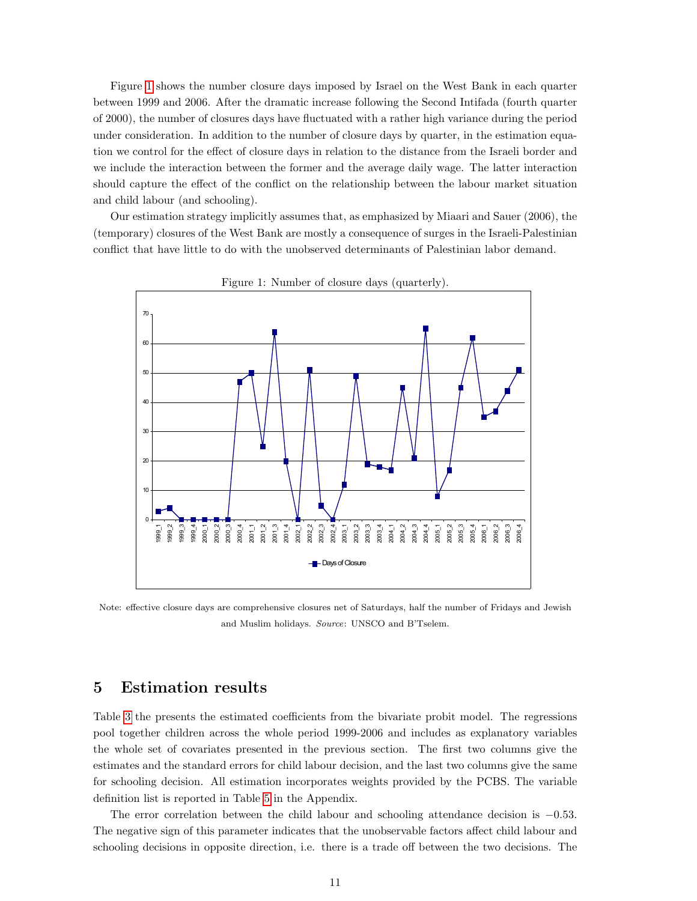Figure 1 shows the number closure days imposed by Israel on the West Bank in each quarter between 1999 and 2006. After the dramatic increase following the Second Intifada (fourth quarter of 2000), the number of closures days have fluctuated with a rather high variance during the period under consideration. In addition to the number of closure days by quarter, in the estimation equation we control for the effect of closure days in relation to the distance from the Israeli border and we include the interaction between the former and the average daily wage. The latter interaction should capture the effect of the conflict on the relationship between the labour market situation and child labour (and schooling).

Our estimation strategy implicitly assumes that, as emphasized by Miaari and Sauer (2006), the (temporary) closures of the West Bank are mostly a consequence of surges in the Israeli-Palestinian conflict that have little to do with the unobserved determinants of Palestinian labor demand.

Figure 1: Number of closure days (quarterly).

Note: effective closure days are comprehensive closures net of Saturdays, half the number of Fridays and Jewish and Muslim holidays. *Source*: UNSCO and B'Tselem.

## 5 Estimation results

Table 3 the presents the estimated coefficients from the bivariate probit model. The regressions pool together children across the whole period 1999-2006 and includes as explanatory variables the whole set of covariates presented in the previous section. The first two columns give the estimates and the standard errors for child labour decision, and the last two columns give the same for schooling decision. All estimation incorporates weights provided by the PCBS. The variable definition list is reported in Table 5 in the Appendix.

The error correlation between the child labour and schooling attendance decision is $-0.53$. The negative sign of this parameter indicates that the unobservable factors affect child labour and schooling decisions in opposite direction, i.e. there is a trade off between the two decisions. The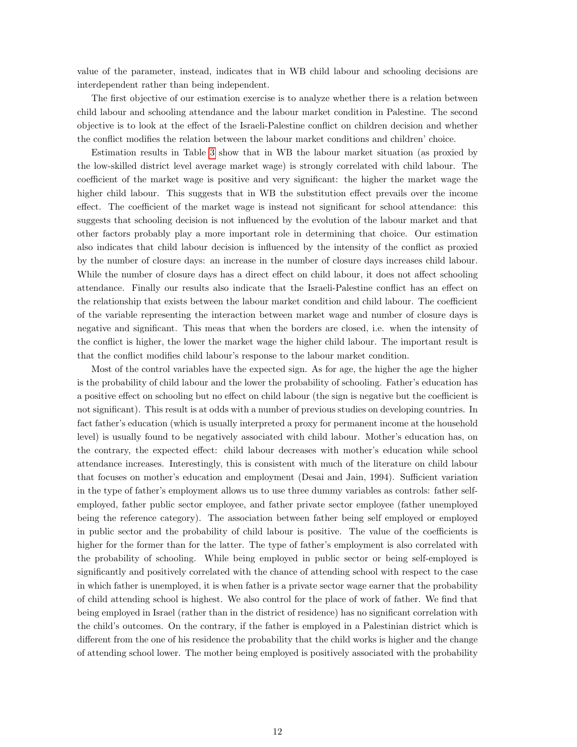value of the parameter, instead, indicates that in WB child labour and schooling decisions are interdependent rather than being independent.

The first objective of our estimation exercise is to analyze whether there is a relation between child labour and schooling attendance and the labour market condition in Palestine. The second objective is to look at the effect of the Israeli-Palestine conflict on children decision and whether the conflict modifies the relation between the labour market conditions and children' choice.

Estimation results in Table 3 show that in WB the labour market situation (as proxied by the low-skilled district level average market wage) is strongly correlated with child labour. The coefficient of the market wage is positive and very significant: the higher the market wage the higher child labour. This suggests that in WB the substitution effect prevails over the income effect. The coefficient of the market wage is instead not significant for school attendance: this suggests that schooling decision is not influenced by the evolution of the labour market and that other factors probably play a more important role in determining that choice. Our estimation also indicates that child labour decision is influenced by the intensity of the conflict as proxied by the number of closure days: an increase in the number of closure days increases child labour. While the number of closure days has a direct effect on child labour, it does not affect schooling attendance. Finally our results also indicate that the Israeli-Palestine conflict has an effect on the relationship that exists between the labour market condition and child labour. The coefficient of the variable representing the interaction between market wage and number of closure days is negative and significant. This meas that when the borders are closed, i.e. when the intensity of the conflict is higher, the lower the market wage the higher child labour. The important result is that the conflict modifies child labour's response to the labour market condition.

Most of the control variables have the expected sign. As for age, the higher the age the higher is the probability of child labour and the lower the probability of schooling. Father's education has a positive effect on schooling but no effect on child labour (the sign is negative but the coefficient is not significant). This result is at odds with a number of previous studies on developing countries. In fact father's education (which is usually interpreted a proxy for permanent income at the household level) is usually found to be negatively associated with child labour. Mother's education has, on the contrary, the expected effect: child labour decreases with mother's education while school attendance increases. Interestingly, this is consistent with much of the literature on child labour that focuses on mother's education and employment (Desai and Jain, 1994). Sufficient variation in the type of father's employment allows us to use three dummy variables as controls: father self-employed, father public sector employee, and father private sector employee (father unemployed being the reference category). The association between father being self employed or employed in public sector and the probability of child labour is positive. The value of the coefficients is higher for the former than for the latter. The type of father's employment is also correlated with the probability of schooling. While being employed in public sector or being self-employed is significantly and positively correlated with the chance of attending school with respect to the case in which father is unemployed, it is when father is a private sector wage earner that the probability of child attending school is highest. We also control for the place of work of father. We find that being employed in Israel (rather than in the district of residence) has no significant correlation with the child's outcomes. On the contrary, if the father is employed in a Palestinian district which is different from the one of his residence the probability that the child works is higher and the change of attending school lower. The mother being employed is positively associated with the probability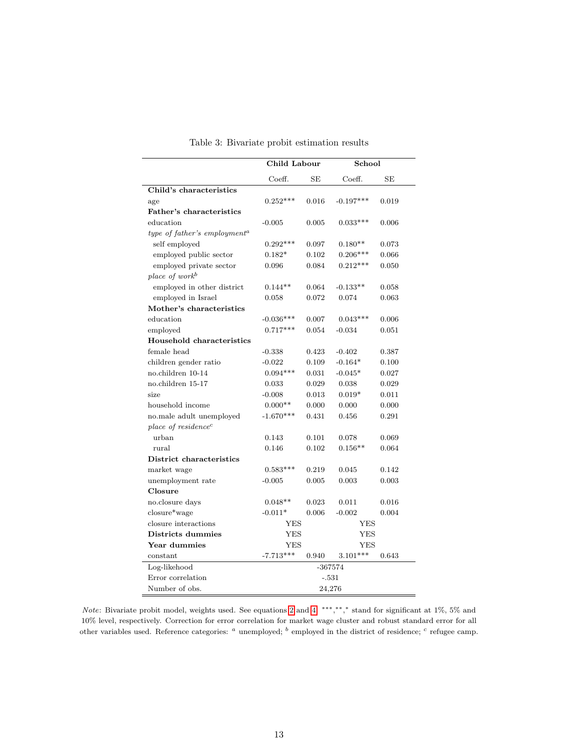Table 3: Bivariate probit estimation results

| | Child Labour | | School | |
|---|---|---|---|---|
| | Coeff. | SE | Coeff. | SE |
| **Child's characteristics** | | | | |
| age | 0.252*** | 0.016 | -0.197*** | 0.019 |
| **Father's characteristics** | | | | |
| education | -0.005 | 0.005 | 0.033*** | 0.006 |
| *type of father's employment*[a] | | | | |
| self employed | 0.292*** | 0.097 | 0.180** | 0.073 |
| employed public sector | 0.182* | 0.102 | 0.206*** | 0.066 |
| employed private sector | 0.096 | 0.084 | 0.212*** | 0.050 |
| *place of work*[b] | | | | |
| employed in other district | 0.144** | 0.064 | -0.133** | 0.058 |
| employed in Israel | 0.058 | 0.072 | 0.074 | 0.063 |
| **Mother's characteristics** | | | | |
| education | -0.036*** | 0.007 | 0.043*** | 0.006 |
| employed | 0.717*** | 0.054 | -0.034 | 0.051 |
| **Household characteristics** | | | | |
| female head | -0.338 | 0.423 | -0.402 | 0.387 |
| children gender ratio | -0.022 | 0.109 | -0.164* | 0.100 |
| no.children 10-14 | 0.094*** | 0.031 | -0.045* | 0.027 |
| no.children 15-17 | 0.033 | 0.029 | 0.038 | 0.029 |
| size | -0.008 | 0.013 | 0.019* | 0.011 |
| household income | 0.000** | 0.000 | 0.000 | 0.000 |
| no.male adult unemployed | -1.670*** | 0.431 | 0.456 | 0.291 |
| *place of residence*[c] | | | | |
| urban | 0.143 | 0.101 | 0.078 | 0.069 |
| rural | 0.146 | 0.102 | 0.156** | 0.064 |
| **District characteristics** | | | | |
| market wage | 0.583*** | 0.219 | 0.045 | 0.142 |
| unemployment rate | -0.005 | 0.005 | 0.003 | 0.003 |
| **Closure** | | | | |
| no.closure days | 0.048** | 0.023 | 0.011 | 0.016 |
| closure*wage | -0.011* | 0.006 | -0.002 | 0.004 |
| closure interactions | YES | | YES | |
| **Districts dummies** | YES | | YES | |
| **Year dummies** | YES | | YES | |
| constant | -7.713*** | 0.940 | 3.101*** | 0.643 |
| Log-likehood | -367574 | | | |
| Error correlation | -.531 | | | |
| Number of obs. | 24,276 | | | |

*Note*: Bivariate probit model, weights used. See equations 2 and 4. ***,**,* stand for significant at 1%, 5% and 10% level, respectively. Correction for error correlation for market wage cluster and robust standard error for all other variables used. Reference categories: [a] unemployed; [b] employed in the district of residence; [c] refugee camp.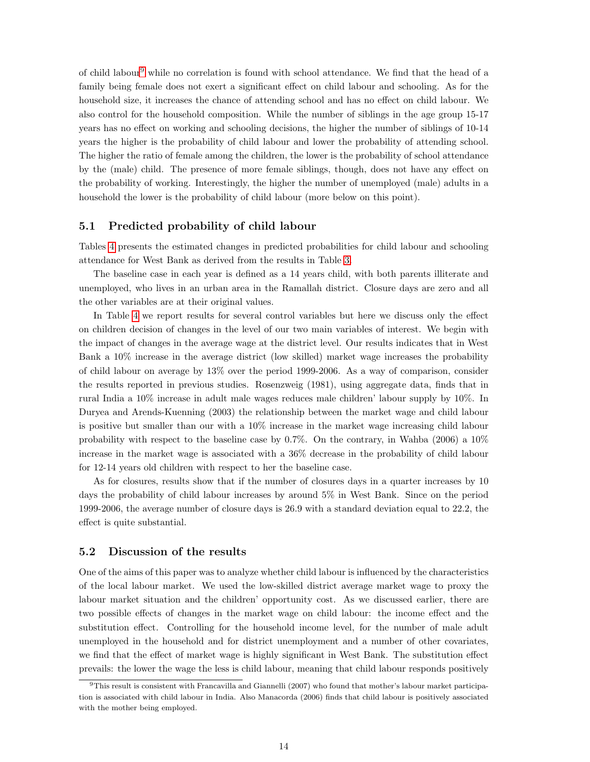of child labour[9] while no correlation is found with school attendance. We find that the head of a family being female does not exert a significant effect on child labour and schooling. As for the household size, it increases the chance of attending school and has no effect on child labour. We also control for the household composition. While the number of siblings in the age group 15-17 years has no effect on working and schooling decisions, the higher the number of siblings of 10-14 years the higher is the probability of child labour and lower the probability of attending school. The higher the ratio of female among the children, the lower is the probability of school attendance by the (male) child. The presence of more female siblings, though, does not have any effect on the probability of working. Interestingly, the higher the number of unemployed (male) adults in a household the lower is the probability of child labour (more below on this point).

## 5.1 Predicted probability of child labour

Tables 4 presents the estimated changes in predicted probabilities for child labour and schooling attendance for West Bank as derived from the results in Table 3.

The baseline case in each year is defined as a 14 years child, with both parents illiterate and unemployed, who lives in an urban area in the Ramallah district. Closure days are zero and all the other variables are at their original values.

In Table 4 we report results for several control variables but here we discuss only the effect on children decision of changes in the level of our two main variables of interest. We begin with the impact of changes in the average wage at the district level. Our results indicates that in West Bank a 10% increase in the average district (low skilled) market wage increases the probability of child labour on average by 13% over the period 1999-2006. As a way of comparison, consider the results reported in previous studies. Rosenzweig (1981), using aggregate data, finds that in rural India a 10% increase in adult male wages reduces male children' labour supply by 10%. In Duryea and Arends-Kuenning (2003) the relationship between the market wage and child labour is positive but smaller than our with a 10% increase in the market wage increasing child labour probability with respect to the baseline case by 0.7%. On the contrary, in Wahba (2006) a 10% increase in the market wage is associated with a 36% decrease in the probability of child labour for 12-14 years old children with respect to her the baseline case.

As for closures, results show that if the number of closures days in a quarter increases by 10 days the probability of child labour increases by around 5% in West Bank. Since on the period 1999-2006, the average number of closure days is 26.9 with a standard deviation equal to 22.2, the effect is quite substantial.

## 5.2 Discussion of the results

One of the aims of this paper was to analyze whether child labour is influenced by the characteristics of the local labour market. We used the low-skilled district average market wage to proxy the labour market situation and the children' opportunity cost. As we discussed earlier, there are two possible effects of changes in the market wage on child labour: the income effect and the substitution effect. Controlling for the household income level, for the number of male adult unemployed in the household and for district unemployment and a number of other covariates, we find that the effect of market wage is highly significant in West Bank. The substitution effect prevails: the lower the wage the less is child labour, meaning that child labour responds positively

[9] This result is consistent with Francavilla and Giannelli (2007) who found that mother's labour market participation is associated with child labour in India. Also Manacorda (2006) finds that child labour is positively associated with the mother being employed.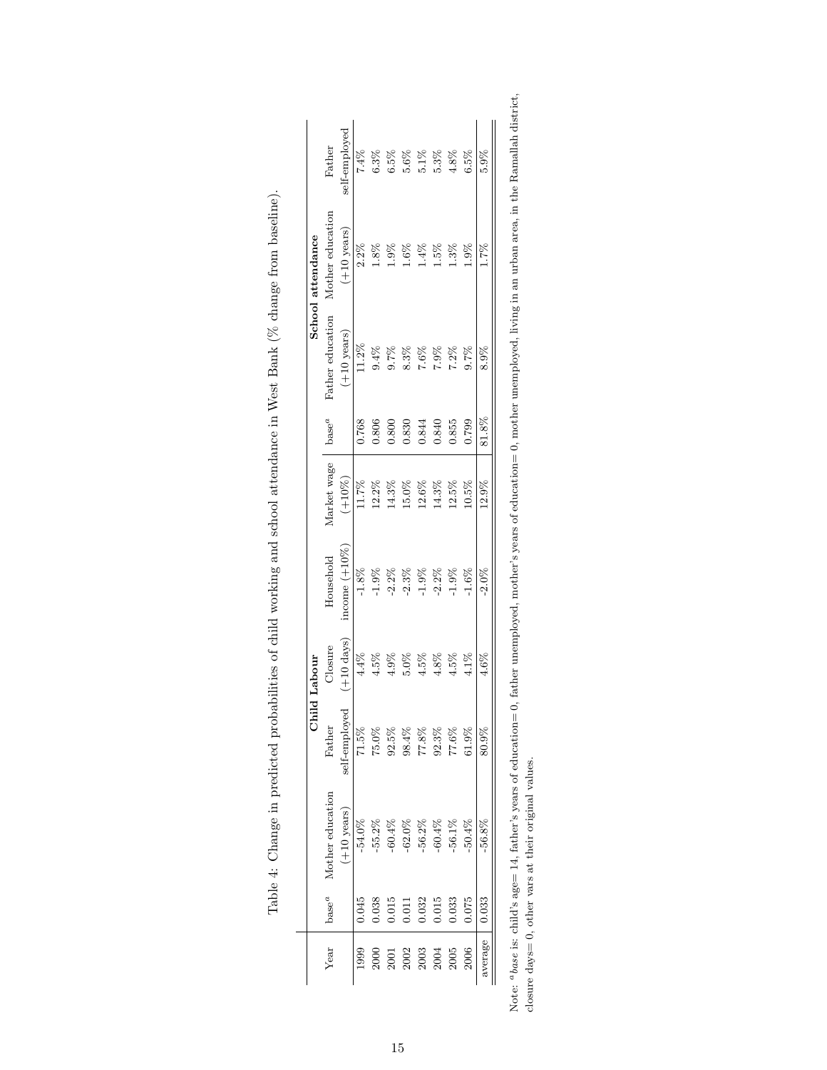Table 4: Change in predicted probabilities of child working and school attendance in West Bank (% change from baseline).

| Year | Child Labour | | | | | | School attendance | | | |
|---|---|---|---|---|---|---|---|---|---|---|
| | base[a] | Mother education (+10 years) | Father self-employed | Closure (+10 days) | Household income (+10%) | Market wage (+10%) | base[a] | Father education (+10 years) | Mother education (+10 years) | Father self-employed |
| 1999 | 0.045 | -54.0% | 71.5% | 4.4% | -1.8% | 11.7% | 0.768 | 11.2% | 2.2% | 7.4% |
| 2000 | 0.038 | -55.2% | 75.0% | 4.5% | -1.9% | 12.2% | 0.806 | 9.4% | 1.8% | 6.3% |
| 2001 | 0.015 | -60.4% | 92.5% | 4.9% | -2.2% | 14.3% | 0.800 | 9.7% | 1.9% | 6.5% |
| 2002 | 0.011 | -62.0% | 98.4% | 5.0% | -2.3% | 15.0% | 0.830 | 8.3% | 1.6% | 5.6% |
| 2003 | 0.032 | -56.2% | 77.8% | 4.5% | -1.9% | 12.6% | 0.844 | 7.6% | 1.4% | 5.1% |
| 2004 | 0.015 | -60.4% | 92.3% | 4.8% | -2.2% | 14.3% | 0.840 | 7.9% | 1.5% | 5.3% |
| 2005 | 0.033 | -56.1% | 77.6% | 4.5% | -1.9% | 12.5% | 0.855 | 7.2% | 1.3% | 4.8% |
| 2006 | 0.075 | -50.4% | 61.9% | 4.1% | -1.6% | 10.5% | 0.799 | 9.7% | 1.9% | 6.5% |
| average | 0.033 | -56.8% | 80.9% | 4.6% | -2.0% | 12.9% | 81.8% | 8.9% | 1.7% | 5.9% |

Note: [a]*base* is: child's age= 14, father's years of education= 0, father unemployed, mother's years of education= 0, mother unemployed, living in an urban area, in the Ramallah district, closure days= 0, other vars at their original values.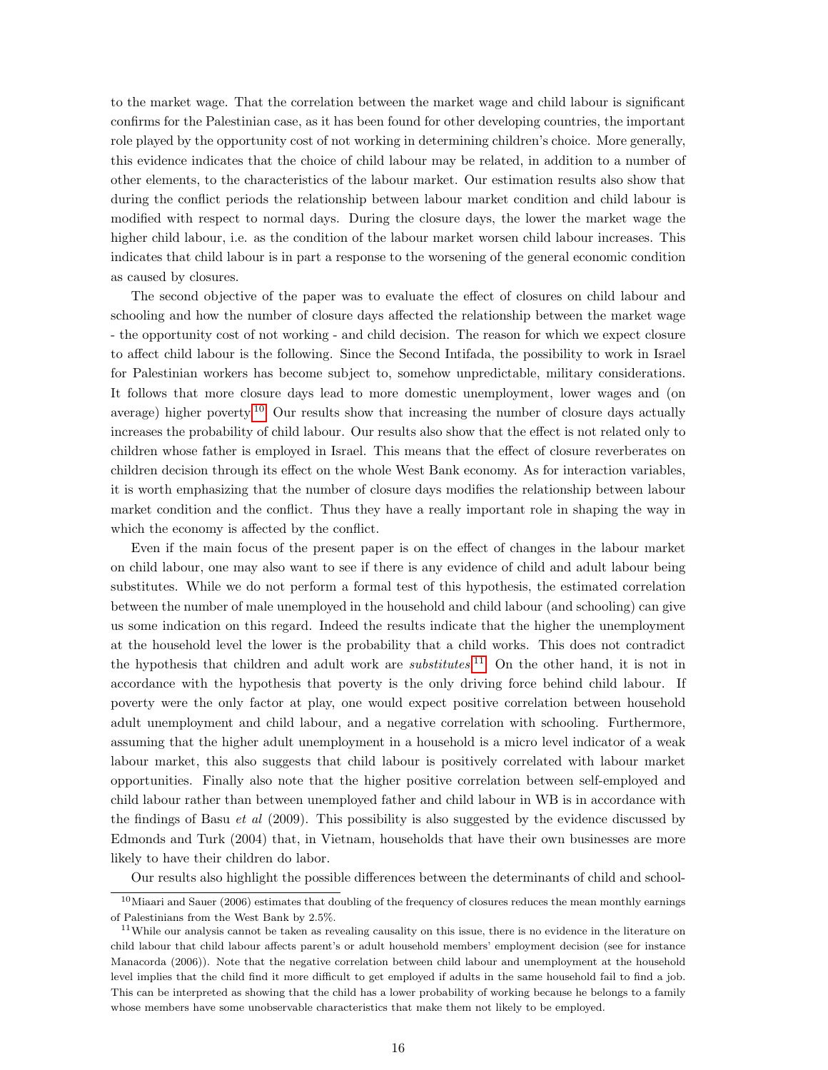to the market wage. That the correlation between the market wage and child labour is significant confirms for the Palestinian case, as it has been found for other developing countries, the important role played by the opportunity cost of not working in determining children's choice. More generally, this evidence indicates that the choice of child labour may be related, in addition to a number of other elements, to the characteristics of the labour market. Our estimation results also show that during the conflict periods the relationship between labour market condition and child labour is modified with respect to normal days. During the closure days, the lower the market wage the higher child labour, i.e. as the condition of the labour market worsen child labour increases. This indicates that child labour is in part a response to the worsening of the general economic condition as caused by closures.

The second objective of the paper was to evaluate the effect of closures on child labour and schooling and how the number of closure days affected the relationship between the market wage - the opportunity cost of not working - and child decision. The reason for which we expect closure to affect child labour is the following. Since the Second Intifada, the possibility to work in Israel for Palestinian workers has become subject to, somehow unpredictable, military considerations. It follows that more closure days lead to more domestic unemployment, lower wages and (on average) higher poverty.[10] Our results show that increasing the number of closure days actually increases the probability of child labour. Our results also show that the effect is not related only to children whose father is employed in Israel. This means that the effect of closure reverberates on children decision through its effect on the whole West Bank economy. As for interaction variables, it is worth emphasizing that the number of closure days modifies the relationship between labour market condition and the conflict. Thus they have a really important role in shaping the way in which the economy is affected by the conflict.

Even if the main focus of the present paper is on the effect of changes in the labour market on child labour, one may also want to see if there is any evidence of child and adult labour being substitutes. While we do not perform a formal test of this hypothesis, the estimated correlation between the number of male unemployed in the household and child labour (and schooling) can give us some indication on this regard. Indeed the results indicate that the higher the unemployment at the household level the lower is the probability that a child works. This does not contradict the hypothesis that children and adult work are *substitutes*.[11] On the other hand, it is not in accordance with the hypothesis that poverty is the only driving force behind child labour. If poverty were the only factor at play, one would expect positive correlation between household adult unemployment and child labour, and a negative correlation with schooling. Furthermore, assuming that the higher adult unemployment in a household is a micro level indicator of a weak labour market, this also suggests that child labour is positively correlated with labour market opportunities. Finally also note that the higher positive correlation between self-employed and child labour rather than between unemployed father and child labour in WB is in accordance with the findings of Basu *et al* (2009). This possibility is also suggested by the evidence discussed by Edmonds and Turk (2004) that, in Vietnam, households that have their own businesses are more likely to have their children do labor.

Our results also highlight the possible differences between the determinants of child and school-

[10] Miaari and Sauer (2006) estimates that doubling of the frequency of closures reduces the mean monthly earnings of Palestinians from the West Bank by 2.5%.

[11] While our analysis cannot be taken as revealing causality on this issue, there is no evidence in the literature on child labour that child labour affects parent's or adult household members' employment decision (see for instance Manacorda (2006)). Note that the negative correlation between child labour and unemployment at the household level implies that the child find it more difficult to get employed if adults in the same household fail to find a job. This can be interpreted as showing that the child has a lower probability of working because he belongs to a family whose members have some unobservable characteristics that make them not likely to be employed.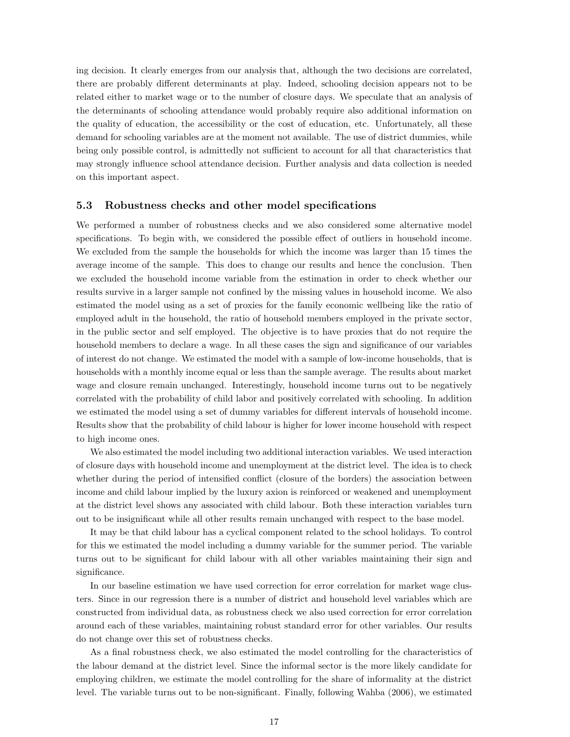ing decision. It clearly emerges from our analysis that, although the two decisions are correlated, there are probably different determinants at play. Indeed, schooling decision appears not to be related either to market wage or to the number of closure days. We speculate that an analysis of the determinants of schooling attendance would probably require also additional information on the quality of education, the accessibility or the cost of education, etc. Unfortunately, all these demand for schooling variables are at the moment not available. The use of district dummies, while being only possible control, is admittedly not sufficient to account for all that characteristics that may strongly influence school attendance decision. Further analysis and data collection is needed on this important aspect.

### 5.3 Robustness checks and other model specifications

We performed a number of robustness checks and we also considered some alternative model specifications. To begin with, we considered the possible effect of outliers in household income. We excluded from the sample the households for which the income was larger than 15 times the average income of the sample. This does to change our results and hence the conclusion. Then we excluded the household income variable from the estimation in order to check whether our results survive in a larger sample not confined by the missing values in household income. We also estimated the model using as a set of proxies for the family economic wellbeing like the ratio of employed adult in the household, the ratio of household members employed in the private sector, in the public sector and self employed. The objective is to have proxies that do not require the household members to declare a wage. In all these cases the sign and significance of our variables of interest do not change. We estimated the model with a sample of low-income households, that is households with a monthly income equal or less than the sample average. The results about market wage and closure remain unchanged. Interestingly, household income turns out to be negatively correlated with the probability of child labor and positively correlated with schooling. In addition we estimated the model using a set of dummy variables for different intervals of household income. Results show that the probability of child labour is higher for lower income household with respect to high income ones.

We also estimated the model including two additional interaction variables. We used interaction of closure days with household income and unemployment at the district level. The idea is to check whether during the period of intensified conflict (closure of the borders) the association between income and child labour implied by the luxury axion is reinforced or weakened and unemployment at the district level shows any associated with child labour. Both these interaction variables turn out to be insignificant while all other results remain unchanged with respect to the base model.

It may be that child labour has a cyclical component related to the school holidays. To control for this we estimated the model including a dummy variable for the summer period. The variable turns out to be significant for child labour with all other variables maintaining their sign and significance.

In our baseline estimation we have used correction for error correlation for market wage clusters. Since in our regression there is a number of district and household level variables which are constructed from individual data, as robustness check we also used correction for error correlation around each of these variables, maintaining robust standard error for other variables. Our results do not change over this set of robustness checks.

As a final robustness check, we also estimated the model controlling for the characteristics of the labour demand at the district level. Since the informal sector is the more likely candidate for employing children, we estimate the model controlling for the share of informality at the district level. The variable turns out to be non-significant. Finally, following Wahba (2006), we estimated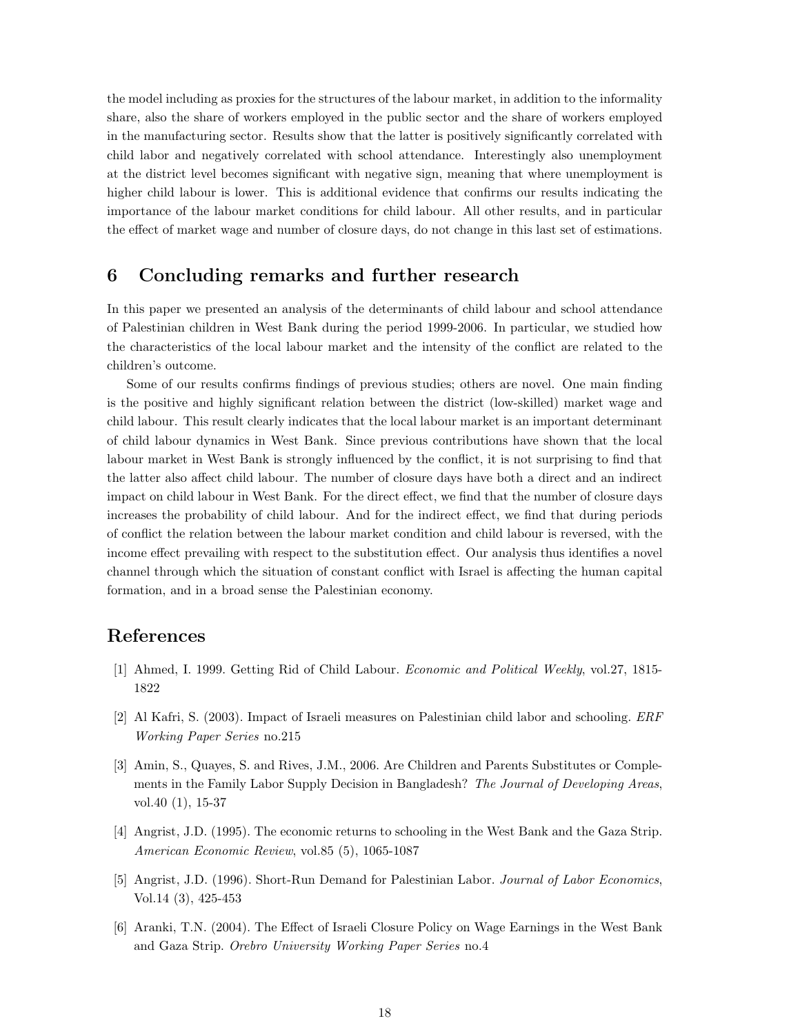the model including as proxies for the structures of the labour market, in addition to the informality share, also the share of workers employed in the public sector and the share of workers employed in the manufacturing sector. Results show that the latter is positively significantly correlated with child labor and negatively correlated with school attendance. Interestingly also unemployment at the district level becomes significant with negative sign, meaning that where unemployment is higher child labour is lower. This is additional evidence that confirms our results indicating the importance of the labour market conditions for child labour. All other results, and in particular the effect of market wage and number of closure days, do not change in this last set of estimations.

## 6 Concluding remarks and further research

In this paper we presented an analysis of the determinants of child labour and school attendance of Palestinian children in West Bank during the period 1999-2006. In particular, we studied how the characteristics of the local labour market and the intensity of the conflict are related to the children's outcome.

Some of our results confirms findings of previous studies; others are novel. One main finding is the positive and highly significant relation between the district (low-skilled) market wage and child labour. This result clearly indicates that the local labour market is an important determinant of child labour dynamics in West Bank. Since previous contributions have shown that the local labour market in West Bank is strongly influenced by the conflict, it is not surprising to find that the latter also affect child labour. The number of closure days have both a direct and an indirect impact on child labour in West Bank. For the direct effect, we find that the number of closure days increases the probability of child labour. And for the indirect effect, we find that during periods of conflict the relation between the labour market condition and child labour is reversed, with the income effect prevailing with respect to the substitution effect. Our analysis thus identifies a novel channel through which the situation of constant conflict with Israel is affecting the human capital formation, and in a broad sense the Palestinian economy.

## References

[1] Ahmed, I. 1999. Getting Rid of Child Labour. *Economic and Political Weekly*, vol.27, 1815-1822

[2] Al Kafri, S. (2003). Impact of Israeli measures on Palestinian child labor and schooling. *ERF Working Paper Series* no.215

[3] Amin, S., Quayes, S. and Rives, J.M., 2006. Are Children and Parents Substitutes or Complements in the Family Labor Supply Decision in Bangladesh? *The Journal of Developing Areas*, vol.40 (1), 15-37

[4] Angrist, J.D. (1995). The economic returns to schooling in the West Bank and the Gaza Strip. *American Economic Review*, vol.85 (5), 1065-1087

[5] Angrist, J.D. (1996). Short-Run Demand for Palestinian Labor. *Journal of Labor Economics*, Vol.14 (3), 425-453

[6] Aranki, T.N. (2004). The Effect of Israeli Closure Policy on Wage Earnings in the West Bank and Gaza Strip. *Orebro University Working Paper Series* no.4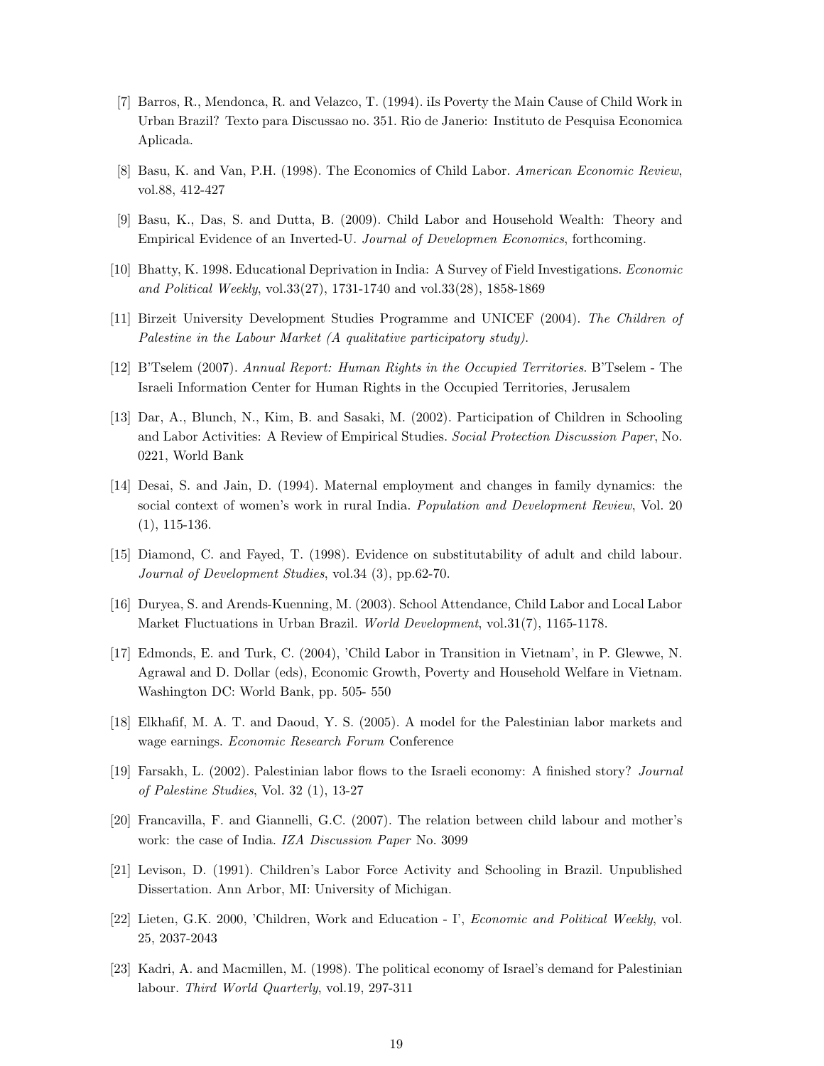[7] Barros, R., Mendonca, R. and Velazco, T. (1994). iIs Poverty the Main Cause of Child Work in Urban Brazil? Texto para Discussao no. 351. Rio de Janerio: Instituto de Pesquisa Economica Aplicada.

[8] Basu, K. and Van, P.H. (1998). The Economics of Child Labor. *American Economic Review*, vol.88, 412-427

[9] Basu, K., Das, S. and Dutta, B. (2009). Child Labor and Household Wealth: Theory and Empirical Evidence of an Inverted-U. *Journal of Developmen Economics*, forthcoming.

[10] Bhatty, K. 1998. Educational Deprivation in India: A Survey of Field Investigations. *Economic and Political Weekly*, vol.33(27), 1731-1740 and vol.33(28), 1858-1869

[11] Birzeit University Development Studies Programme and UNICEF (2004). *The Children of Palestine in the Labour Market (A qualitative participatory study).*

[12] B'Tselem (2007). *Annual Report: Human Rights in the Occupied Territories*. B'Tselem - The Israeli Information Center for Human Rights in the Occupied Territories, Jerusalem

[13] Dar, A., Blunch, N., Kim, B. and Sasaki, M. (2002). Participation of Children in Schooling and Labor Activities: A Review of Empirical Studies. *Social Protection Discussion Paper*, No. 0221, World Bank

[14] Desai, S. and Jain, D. (1994). Maternal employment and changes in family dynamics: the social context of women's work in rural India. *Population and Development Review*, Vol. 20 (1), 115-136.

[15] Diamond, C. and Fayed, T. (1998). Evidence on substitutability of adult and child labour. *Journal of Development Studies*, vol.34 (3), pp.62-70.

[16] Duryea, S. and Arends-Kuenning, M. (2003). School Attendance, Child Labor and Local Labor Market Fluctuations in Urban Brazil. *World Development*, vol.31(7), 1165-1178.

[17] Edmonds, E. and Turk, C. (2004), 'Child Labor in Transition in Vietnam', in P. Glewwe, N. Agrawal and D. Dollar (eds), Economic Growth, Poverty and Household Welfare in Vietnam. Washington DC: World Bank, pp. 505- 550

[18] Elkhafif, M. A. T. and Daoud, Y. S. (2005). A model for the Palestinian labor markets and wage earnings. *Economic Research Forum* Conference

[19] Farsakh, L. (2002). Palestinian labor flows to the Israeli economy: A finished story? *Journal of Palestine Studies*, Vol. 32 (1), 13-27

[20] Francavilla, F. and Giannelli, G.C. (2007). The relation between child labour and mother's work: the case of India. *IZA Discussion Paper* No. 3099

[21] Levison, D. (1991). Children's Labor Force Activity and Schooling in Brazil. Unpublished Dissertation. Ann Arbor, MI: University of Michigan.

[22] Lieten, G.K. 2000, 'Children, Work and Education - I', *Economic and Political Weekly*, vol. 25, 2037-2043

[23] Kadri, A. and Macmillen, M. (1998). The political economy of Israel's demand for Palestinian labour. *Third World Quarterly*, vol.19, 297-311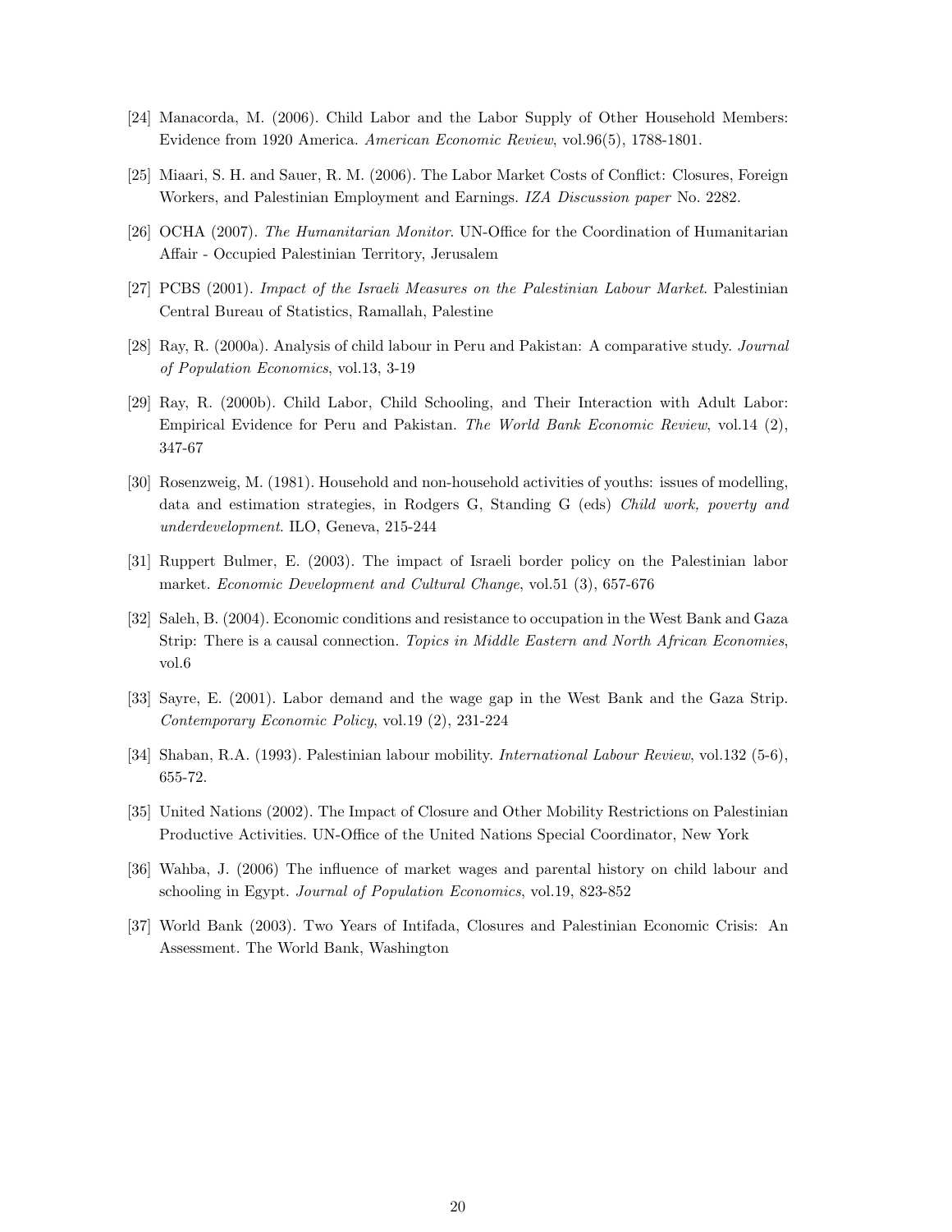[24] Manacorda, M. (2006). Child Labor and the Labor Supply of Other Household Members: Evidence from 1920 America. *American Economic Review*, vol.96(5), 1788-1801.

[25] Miaari, S. H. and Sauer, R. M. (2006). The Labor Market Costs of Conflict: Closures, Foreign Workers, and Palestinian Employment and Earnings. *IZA Discussion paper* No. 2282.

[26] OCHA (2007). *The Humanitarian Monitor*. UN-Office for the Coordination of Humanitarian Affair - Occupied Palestinian Territory, Jerusalem

[27] PCBS (2001). *Impact of the Israeli Measures on the Palestinian Labour Market*. Palestinian Central Bureau of Statistics, Ramallah, Palestine

[28] Ray, R. (2000a). Analysis of child labour in Peru and Pakistan: A comparative study. *Journal of Population Economics*, vol.13, 3-19

[29] Ray, R. (2000b). Child Labor, Child Schooling, and Their Interaction with Adult Labor: Empirical Evidence for Peru and Pakistan. *The World Bank Economic Review*, vol.14 (2), 347-67

[30] Rosenzweig, M. (1981). Household and non-household activities of youths: issues of modelling, data and estimation strategies, in Rodgers G, Standing G (eds) *Child work, poverty and underdevelopment*. ILO, Geneva, 215-244

[31] Ruppert Bulmer, E. (2003). The impact of Israeli border policy on the Palestinian labor market. *Economic Development and Cultural Change*, vol.51 (3), 657-676

[32] Saleh, B. (2004). Economic conditions and resistance to occupation in the West Bank and Gaza Strip: There is a causal connection. *Topics in Middle Eastern and North African Economies*, vol.6

[33] Sayre, E. (2001). Labor demand and the wage gap in the West Bank and the Gaza Strip. *Contemporary Economic Policy*, vol.19 (2), 231-224

[34] Shaban, R.A. (1993). Palestinian labour mobility. *International Labour Review*, vol.132 (5-6), 655-72.

[35] United Nations (2002). The Impact of Closure and Other Mobility Restrictions on Palestinian Productive Activities. UN-Office of the United Nations Special Coordinator, New York

[36] Wahba, J. (2006) The influence of market wages and parental history on child labour and schooling in Egypt. *Journal of Population Economics*, vol.19, 823-852

[37] World Bank (2003). Two Years of Intifada, Closures and Palestinian Economic Crisis: An Assessment. The World Bank, Washington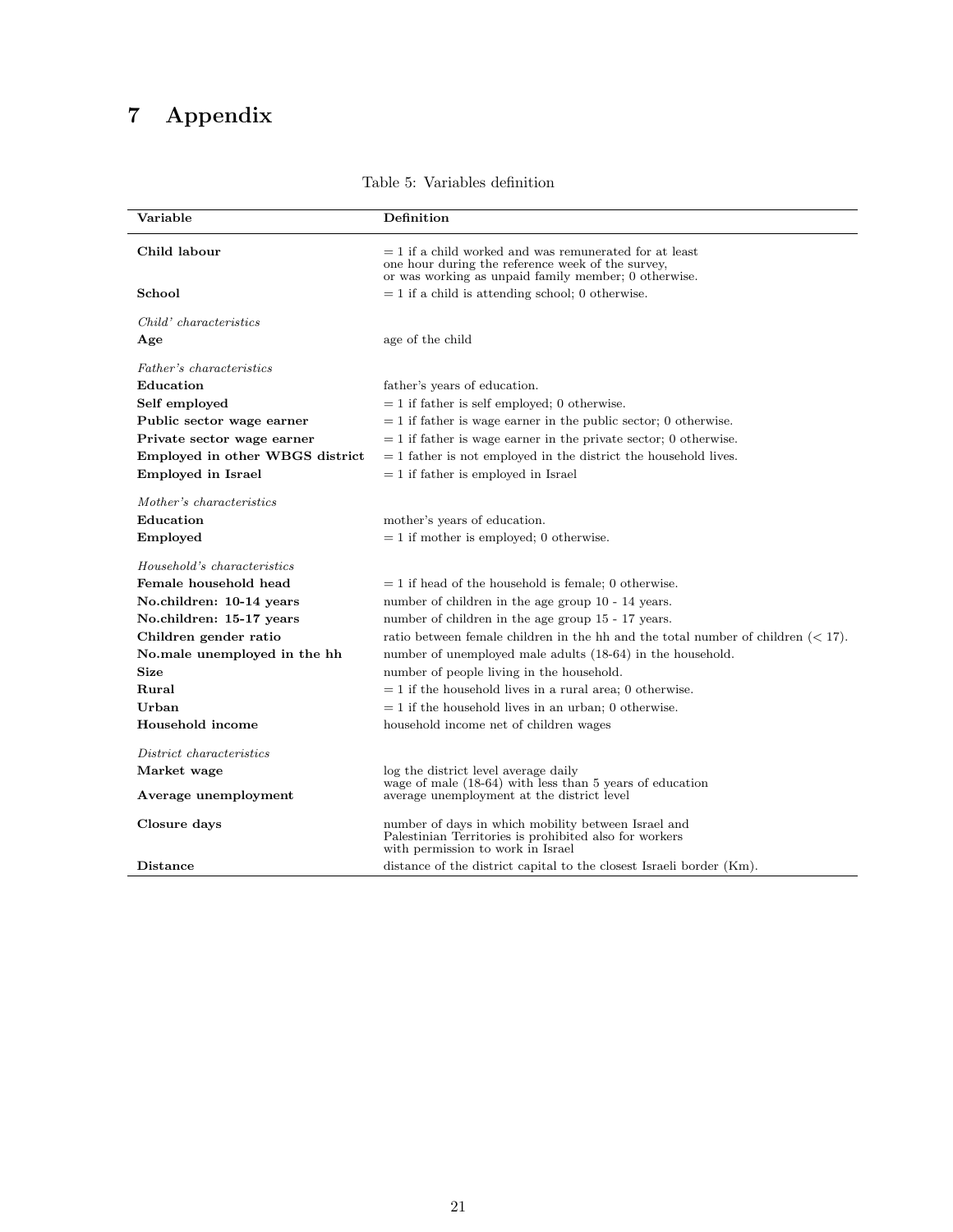# 7 Appendix

Table 5: Variables definition

| Variable | Definition |
|---|---|
| **Child labour** | = 1 if a child worked and was remunerated for at least one hour during the reference week of the survey, or was working as unpaid family member; 0 otherwise. |
| **School** | = 1 if a child is attending school; 0 otherwise. |
| *Child' characteristics* | |
| **Age** | age of the child |
| *Father's characteristics* | |
| **Education** | father's years of education. |
| **Self employed** | = 1 if father is self employed; 0 otherwise. |
| **Public sector wage earner** | = 1 if father is wage earner in the public sector; 0 otherwise. |
| **Private sector wage earner** | = 1 if father is wage earner in the private sector; 0 otherwise. |
| **Employed in other WBGS district** | = 1 father is not employed in the district the household lives. |
| **Employed in Israel** | = 1 if father is employed in Israel |
| *Mother's characteristics* | |
| **Education** | mother's years of education. |
| **Employed** | = 1 if mother is employed; 0 otherwise. |
| *Household's characteristics* | |
| **Female household head** | = 1 if head of the household is female; 0 otherwise. |
| **No.children: 10-14 years** | number of children in the age group 10 - 14 years. |
| **No.children: 15-17 years** | number of children in the age group 15 - 17 years. |
| **Children gender ratio** | ratio between female children in the hh and the total number of children ($< 17$). |
| **No.male unemployed in the hh** | number of unemployed male adults (18-64) in the household. |
| **Size** | number of people living in the household. |
| **Rural** | = 1 if the household lives in a rural area; 0 otherwise. |
| **Urban** | = 1 if the household lives in an urban; 0 otherwise. |
| **Household income** | household income net of children wages |
| *District characteristics* | |
| **Market wage** | log the district level average daily wage of male (18-64) with less than 5 years of education |
| **Average unemployment** | average unemployment at the district level |
| **Closure days** | number of days in which mobility between Israel and Palestinian Territories is prohibited also for workers with permission to work in Israel |
| **Distance** | distance of the district capital to the closest Israeli border (Km). |